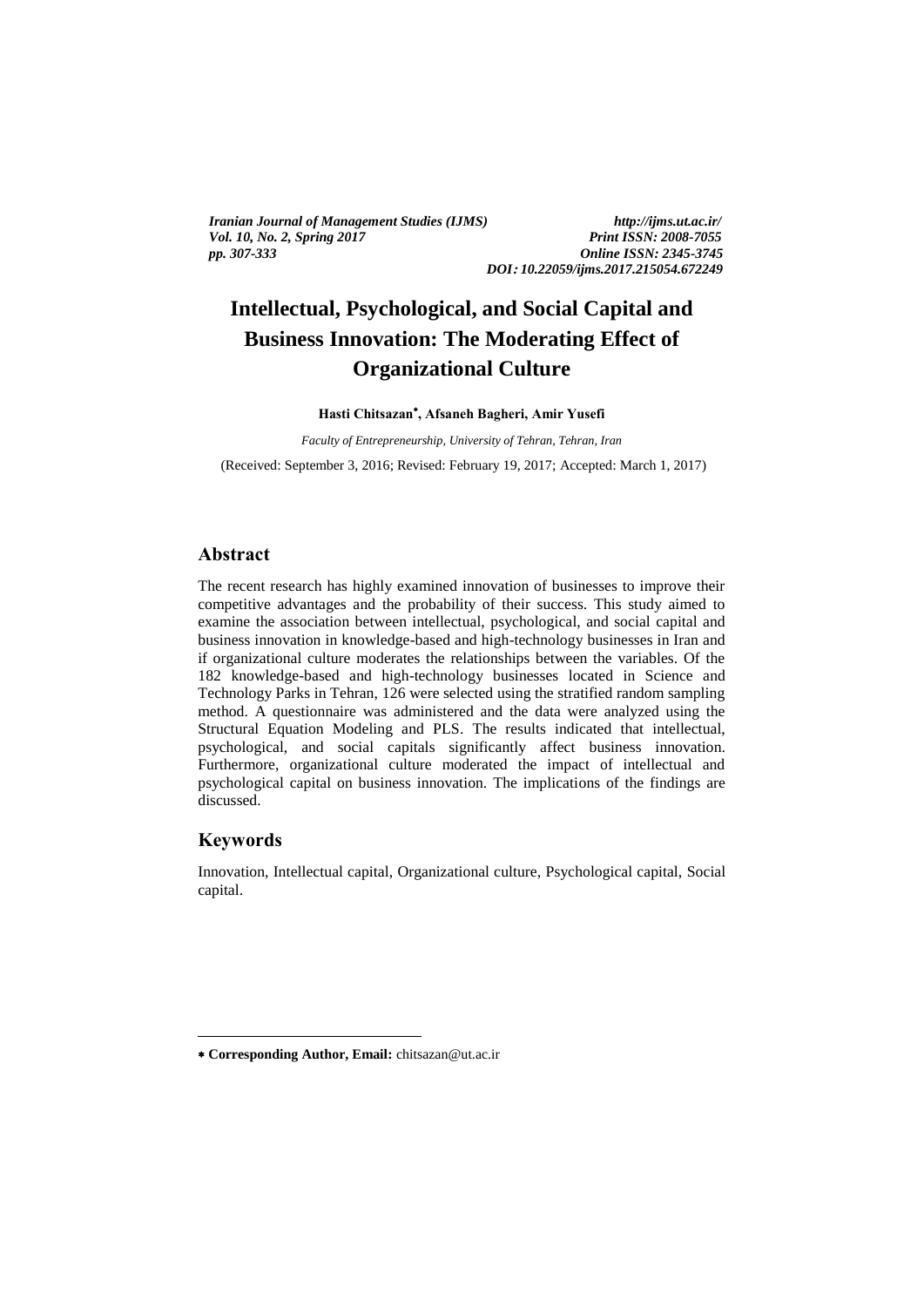*Iranian Journal of Management Studies (IJMS)* *http://ijms.ut.ac.ir/*
*Vol. 10, No. 2, Spring 2017* *Print ISSN: 2008-7055*
*pp. 307-333* *Online ISSN: 2345-3745*
*DOI: 10.22059/ijms.2017.215054.672249*

# Intellectual, Psychological, and Social Capital and Business Innovation: The Moderating Effect of Organizational Culture

**Hasti Chitsazan***, **Afsaneh Bagheri, Amir Yusefi**

*Faculty of Entrepreneurship, University of Tehran, Tehran, Iran*

(Received: September 3, 2016; Revised: February 19, 2017; Accepted: March 1, 2017)

## Abstract

The recent research has highly examined innovation of businesses to improve their competitive advantages and the probability of their success. This study aimed to examine the association between intellectual, psychological, and social capital and business innovation in knowledge-based and high-technology businesses in Iran and if organizational culture moderates the relationships between the variables. Of the 182 knowledge-based and high-technology businesses located in Science and Technology Parks in Tehran, 126 were selected using the stratified random sampling method. A questionnaire was administered and the data were analyzed using the Structural Equation Modeling and PLS. The results indicated that intellectual, psychological, and social capitals significantly affect business innovation. Furthermore, organizational culture moderated the impact of intellectual and psychological capital on business innovation. The implications of the findings are discussed.

## Keywords

Innovation, Intellectual capital, Organizational culture, Psychological capital, Social capital.

---

* **Corresponding Author, Email:** chitsazan@ut.ac.ir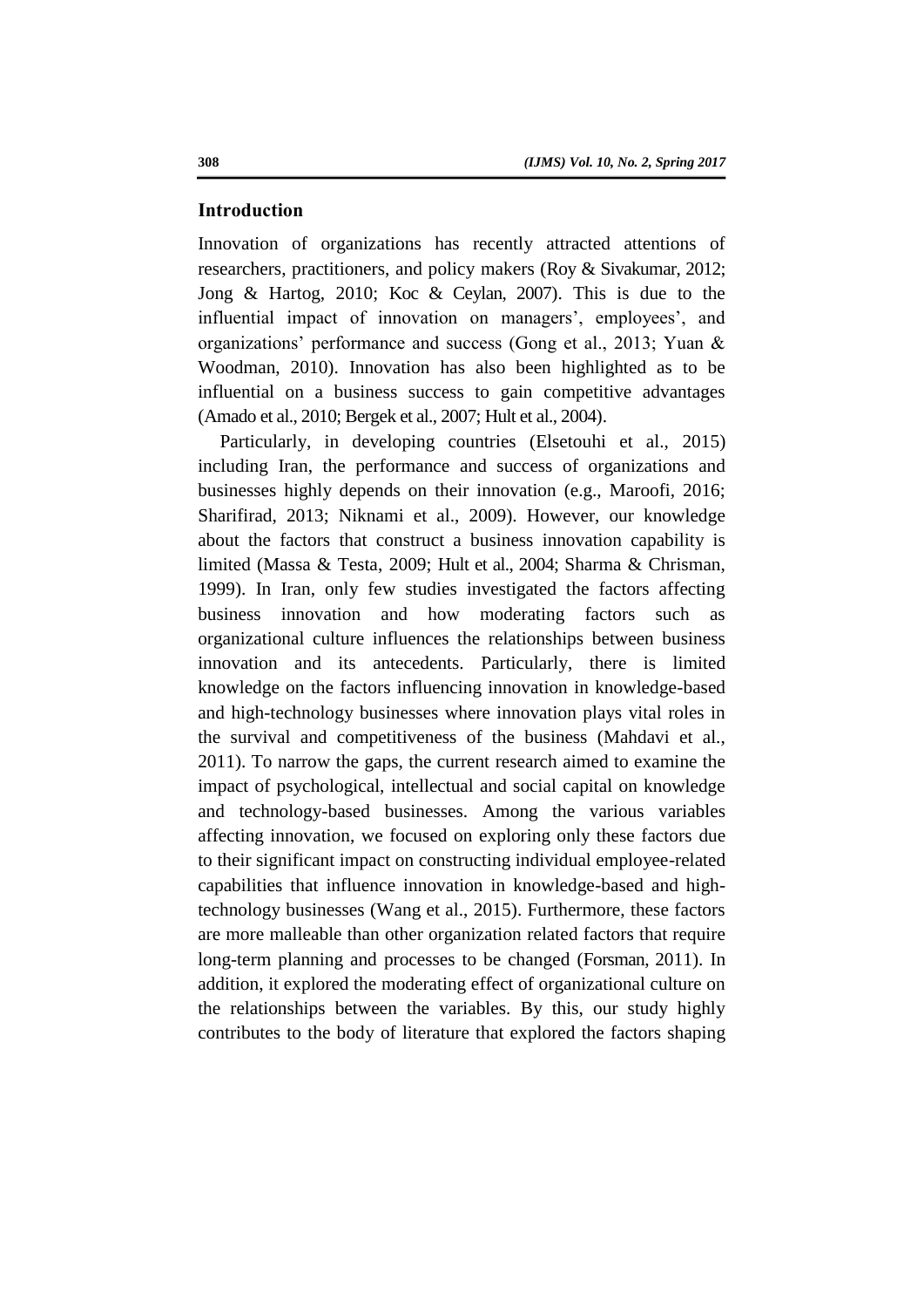## Introduction

Innovation of organizations has recently attracted attentions of researchers, practitioners, and policy makers (Roy & Sivakumar, 2012; Jong & Hartog, 2010; Koc & Ceylan, 2007). This is due to the influential impact of innovation on managers', employees', and organizations' performance and success (Gong et al., 2013; Yuan & Woodman, 2010). Innovation has also been highlighted as to be influential on a business success to gain competitive advantages (Amado et al., 2010; Bergek et al., 2007; Hult et al., 2004).

Particularly, in developing countries (Elsetouhi et al., 2015) including Iran, the performance and success of organizations and businesses highly depends on their innovation (e.g., Maroofi, 2016; Sharifirad, 2013; Niknami et al., 2009). However, our knowledge about the factors that construct a business innovation capability is limited (Massa & Testa, 2009; Hult et al., 2004; Sharma & Chrisman, 1999). In Iran, only few studies investigated the factors affecting business innovation and how moderating factors such as organizational culture influences the relationships between business innovation and its antecedents. Particularly, there is limited knowledge on the factors influencing innovation in knowledge-based and high-technology businesses where innovation plays vital roles in the survival and competitiveness of the business (Mahdavi et al., 2011). To narrow the gaps, the current research aimed to examine the impact of psychological, intellectual and social capital on knowledge and technology-based businesses. Among the various variables affecting innovation, we focused on exploring only these factors due to their significant impact on constructing individual employee-related capabilities that influence innovation in knowledge-based and high-technology businesses (Wang et al., 2015). Furthermore, these factors are more malleable than other organization related factors that require long-term planning and processes to be changed (Forsman, 2011). In addition, it explored the moderating effect of organizational culture on the relationships between the variables. By this, our study highly contributes to the body of literature that explored the factors shaping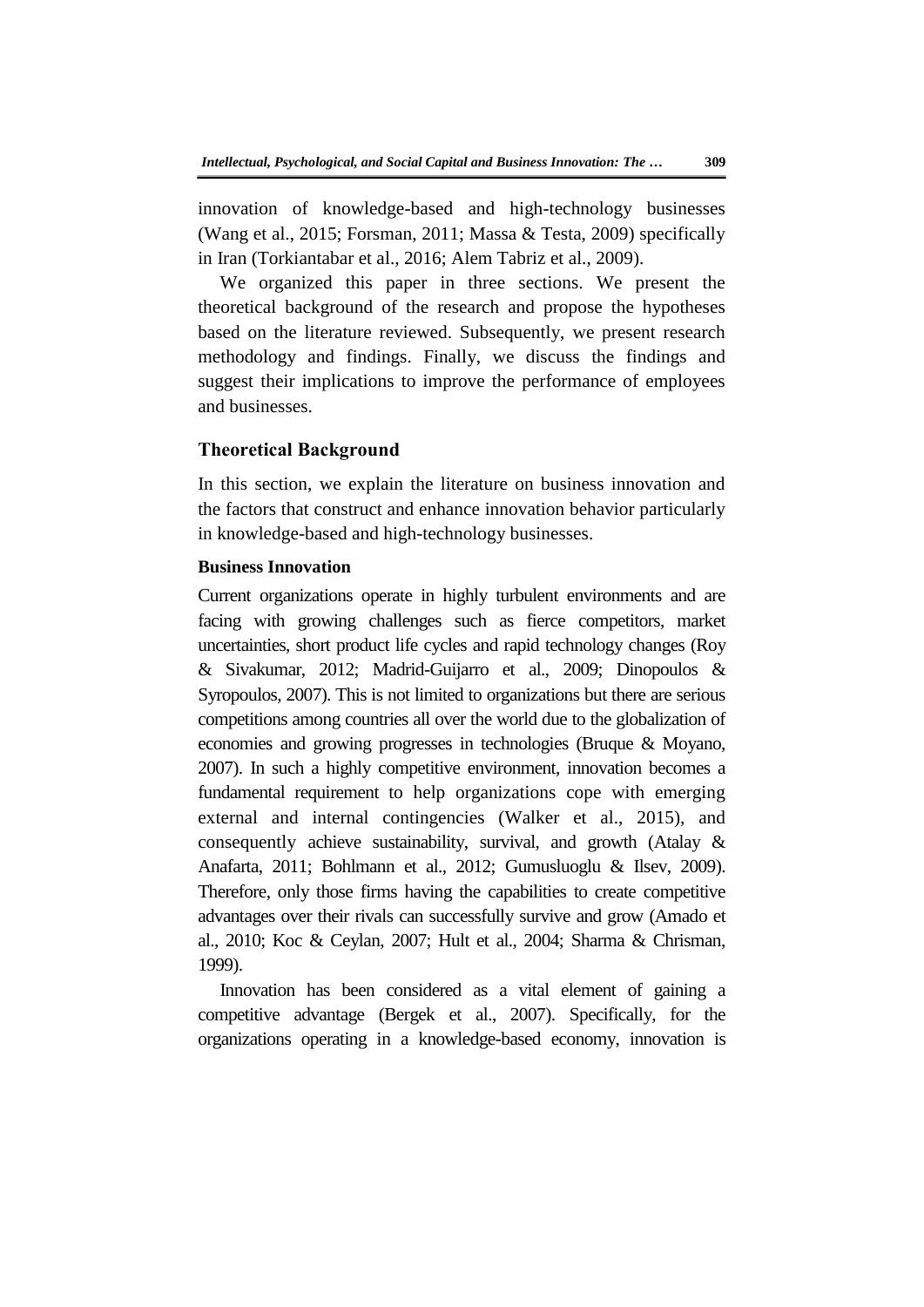innovation of knowledge-based and high-technology businesses (Wang et al., 2015; Forsman, 2011; Massa & Testa, 2009) specifically in Iran (Torkiantabar et al., 2016; Alem Tabriz et al., 2009).

We organized this paper in three sections. We present the theoretical background of the research and propose the hypotheses based on the literature reviewed. Subsequently, we present research methodology and findings. Finally, we discuss the findings and suggest their implications to improve the performance of employees and businesses.

## Theoretical Background

In this section, we explain the literature on business innovation and the factors that construct and enhance innovation behavior particularly in knowledge-based and high-technology businesses.

### Business Innovation

Current organizations operate in highly turbulent environments and are facing with growing challenges such as fierce competitors, market uncertainties, short product life cycles and rapid technology changes (Roy & Sivakumar, 2012; Madrid-Guijarro et al., 2009; Dinopoulos & Syropoulos, 2007). This is not limited to organizations but there are serious competitions among countries all over the world due to the globalization of economies and growing progresses in technologies (Bruque & Moyano, 2007). In such a highly competitive environment, innovation becomes a fundamental requirement to help organizations cope with emerging external and internal contingencies (Walker et al., 2015), and consequently achieve sustainability, survival, and growth (Atalay & Anafarta, 2011; Bohlmann et al., 2012; Gumusluoglu & Ilsev, 2009). Therefore, only those firms having the capabilities to create competitive advantages over their rivals can successfully survive and grow (Amado et al., 2010; Koc & Ceylan, 2007; Hult et al., 2004; Sharma & Chrisman, 1999).

Innovation has been considered as a vital element of gaining a competitive advantage (Bergek et al., 2007). Specifically, for the organizations operating in a knowledge-based economy, innovation is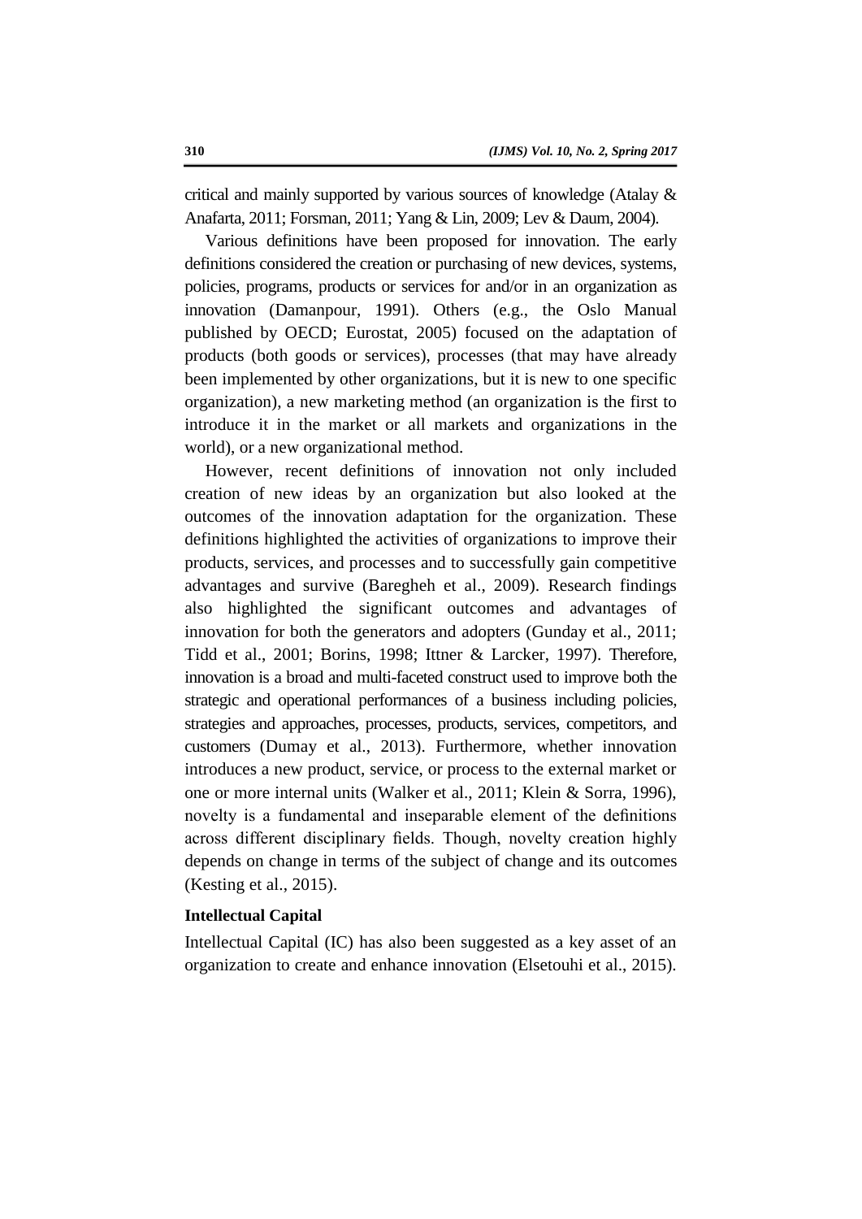critical and mainly supported by various sources of knowledge (Atalay & Anafarta, 2011; Forsman, 2011; Yang & Lin, 2009; Lev & Daum, 2004).

Various definitions have been proposed for innovation. The early definitions considered the creation or purchasing of new devices, systems, policies, programs, products or services for and/or in an organization as innovation (Damanpour, 1991). Others (e.g., the Oslo Manual published by OECD; Eurostat, 2005) focused on the adaptation of products (both goods or services), processes (that may have already been implemented by other organizations, but it is new to one specific organization), a new marketing method (an organization is the first to introduce it in the market or all markets and organizations in the world), or a new organizational method.

However, recent definitions of innovation not only included creation of new ideas by an organization but also looked at the outcomes of the innovation adaptation for the organization. These definitions highlighted the activities of organizations to improve their products, services, and processes and to successfully gain competitive advantages and survive (Baregheh et al., 2009). Research findings also highlighted the significant outcomes and advantages of innovation for both the generators and adopters (Gunday et al., 2011; Tidd et al., 2001; Borins, 1998; Ittner & Larcker, 1997). Therefore, innovation is a broad and multi-faceted construct used to improve both the strategic and operational performances of a business including policies, strategies and approaches, processes, products, services, competitors, and customers (Dumay et al., 2013). Furthermore, whether innovation introduces a new product, service, or process to the external market or one or more internal units (Walker et al., 2011; Klein & Sorra, 1996), novelty is a fundamental and inseparable element of the definitions across different disciplinary fields. Though, novelty creation highly depends on change in terms of the subject of change and its outcomes (Kesting et al., 2015).

**Intellectual Capital**

Intellectual Capital (IC) has also been suggested as a key asset of an organization to create and enhance innovation (Elsetouhi et al., 2015).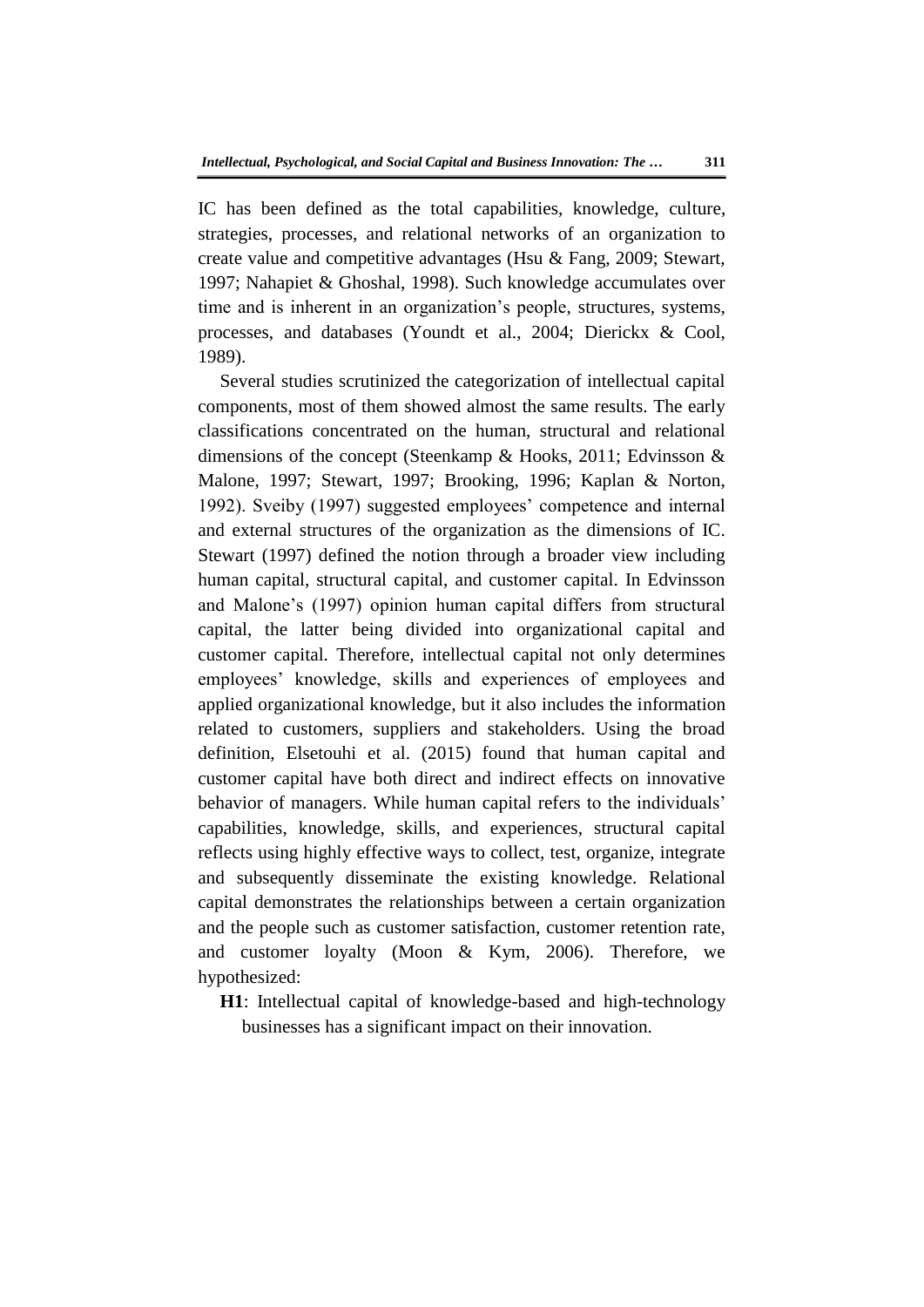IC has been defined as the total capabilities, knowledge, culture, strategies, processes, and relational networks of an organization to create value and competitive advantages (Hsu & Fang, 2009; Stewart, 1997; Nahapiet & Ghoshal, 1998). Such knowledge accumulates over time and is inherent in an organization's people, structures, systems, processes, and databases (Youndt et al., 2004; Dierickx & Cool, 1989).

Several studies scrutinized the categorization of intellectual capital components, most of them showed almost the same results. The early classifications concentrated on the human, structural and relational dimensions of the concept (Steenkamp & Hooks, 2011; Edvinsson & Malone, 1997; Stewart, 1997; Brooking, 1996; Kaplan & Norton, 1992). Sveiby (1997) suggested employees' competence and internal and external structures of the organization as the dimensions of IC. Stewart (1997) defined the notion through a broader view including human capital, structural capital, and customer capital. In Edvinsson and Malone's (1997) opinion human capital differs from structural capital, the latter being divided into organizational capital and customer capital. Therefore, intellectual capital not only determines employees' knowledge, skills and experiences of employees and applied organizational knowledge, but it also includes the information related to customers, suppliers and stakeholders. Using the broad definition, Elsetouhi et al. (2015) found that human capital and customer capital have both direct and indirect effects on innovative behavior of managers. While human capital refers to the individuals' capabilities, knowledge, skills, and experiences, structural capital reflects using highly effective ways to collect, test, organize, integrate and subsequently disseminate the existing knowledge. Relational capital demonstrates the relationships between a certain organization and the people such as customer satisfaction, customer retention rate, and customer loyalty (Moon & Kym, 2006). Therefore, we hypothesized:

**H1**: Intellectual capital of knowledge-based and high-technology businesses has a significant impact on their innovation.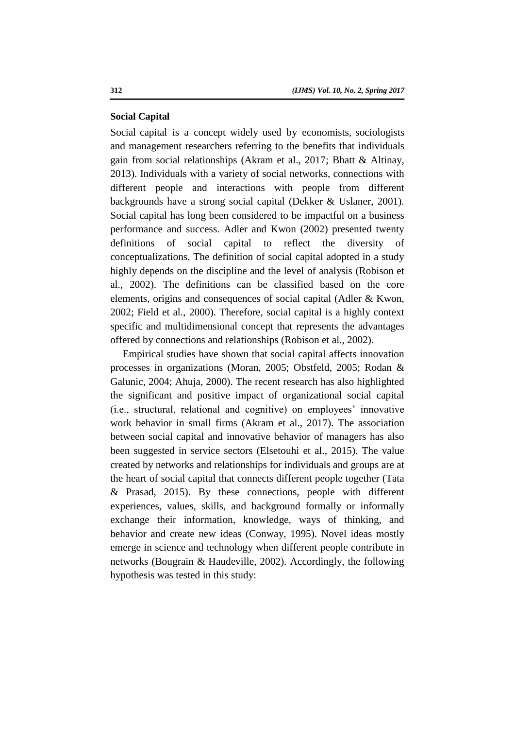## Social Capital

Social capital is a concept widely used by economists, sociologists and management researchers referring to the benefits that individuals gain from social relationships (Akram et al., 2017; Bhatt & Altinay, 2013). Individuals with a variety of social networks, connections with different people and interactions with people from different backgrounds have a strong social capital (Dekker & Uslaner, 2001). Social capital has long been considered to be impactful on a business performance and success. Adler and Kwon (2002) presented twenty definitions of social capital to reflect the diversity of conceptualizations. The definition of social capital adopted in a study highly depends on the discipline and the level of analysis (Robison et al., 2002). The definitions can be classified based on the core elements, origins and consequences of social capital (Adler & Kwon, 2002; Field et al., 2000). Therefore, social capital is a highly context specific and multidimensional concept that represents the advantages offered by connections and relationships (Robison et al., 2002).

Empirical studies have shown that social capital affects innovation processes in organizations (Moran, 2005; Obstfeld, 2005; Rodan & Galunic, 2004; Ahuja, 2000). The recent research has also highlighted the significant and positive impact of organizational social capital (i.e., structural, relational and cognitive) on employees' innovative work behavior in small firms (Akram et al., 2017). The association between social capital and innovative behavior of managers has also been suggested in service sectors (Elsetouhi et al., 2015). The value created by networks and relationships for individuals and groups are at the heart of social capital that connects different people together (Tata & Prasad, 2015). By these connections, people with different experiences, values, skills, and background formally or informally exchange their information, knowledge, ways of thinking, and behavior and create new ideas (Conway, 1995). Novel ideas mostly emerge in science and technology when different people contribute in networks (Bougrain & Haudeville, 2002). Accordingly, the following hypothesis was tested in this study: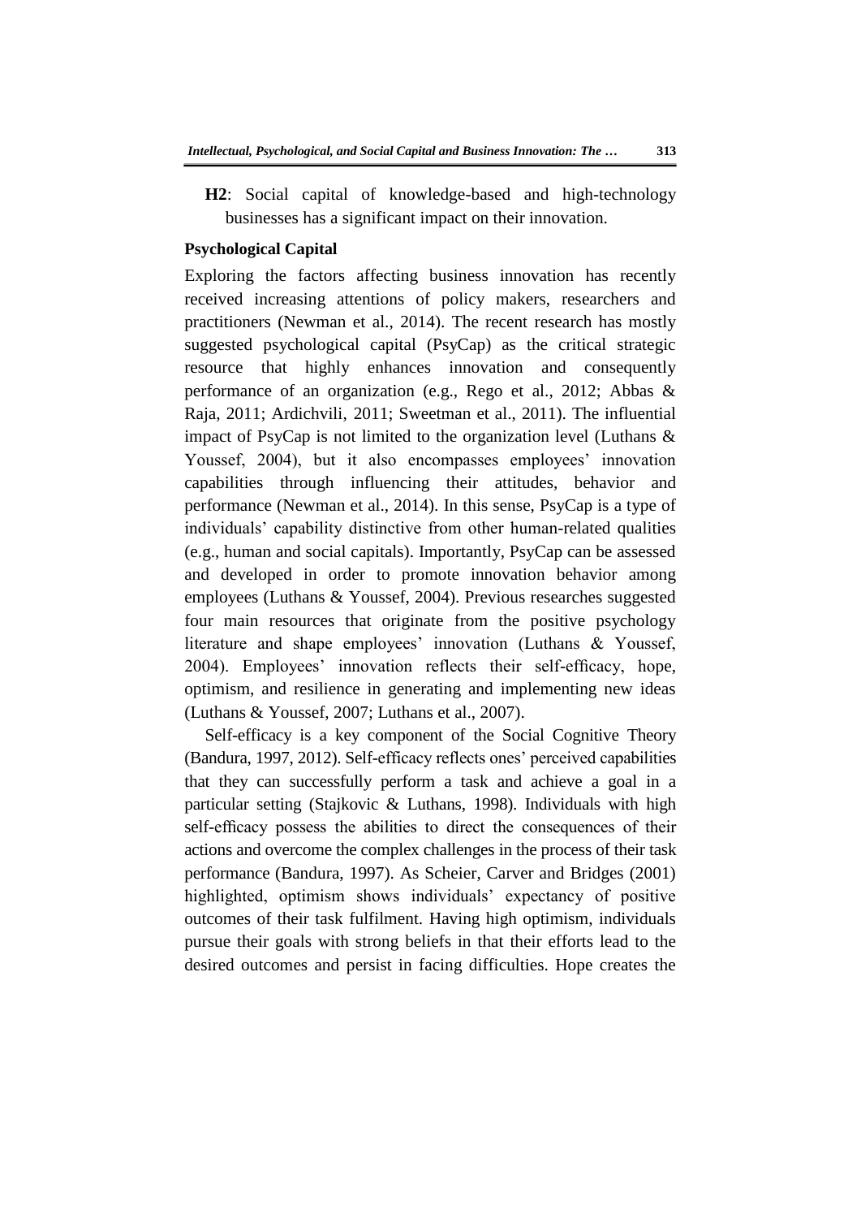**H2**: Social capital of knowledge-based and high-technology businesses has a significant impact on their innovation.

### Psychological Capital

Exploring the factors affecting business innovation has recently received increasing attentions of policy makers, researchers and practitioners (Newman et al., 2014). The recent research has mostly suggested psychological capital (PsyCap) as the critical strategic resource that highly enhances innovation and consequently performance of an organization (e.g., Rego et al., 2012; Abbas & Raja, 2011; Ardichvili, 2011; Sweetman et al., 2011). The influential impact of PsyCap is not limited to the organization level (Luthans & Youssef, 2004), but it also encompasses employees' innovation capabilities through influencing their attitudes, behavior and performance (Newman et al., 2014). In this sense, PsyCap is a type of individuals' capability distinctive from other human-related qualities (e.g., human and social capitals). Importantly, PsyCap can be assessed and developed in order to promote innovation behavior among employees (Luthans & Youssef, 2004). Previous researches suggested four main resources that originate from the positive psychology literature and shape employees' innovation (Luthans & Youssef, 2004). Employees' innovation reflects their self-efficacy, hope, optimism, and resilience in generating and implementing new ideas (Luthans & Youssef, 2007; Luthans et al., 2007).

Self-efficacy is a key component of the Social Cognitive Theory (Bandura, 1997, 2012). Self-efficacy reflects ones' perceived capabilities that they can successfully perform a task and achieve a goal in a particular setting (Stajkovic & Luthans, 1998). Individuals with high self-efficacy possess the abilities to direct the consequences of their actions and overcome the complex challenges in the process of their task performance (Bandura, 1997). As Scheier, Carver and Bridges (2001) highlighted, optimism shows individuals' expectancy of positive outcomes of their task fulfilment. Having high optimism, individuals pursue their goals with strong beliefs in that their efforts lead to the desired outcomes and persist in facing difficulties. Hope creates the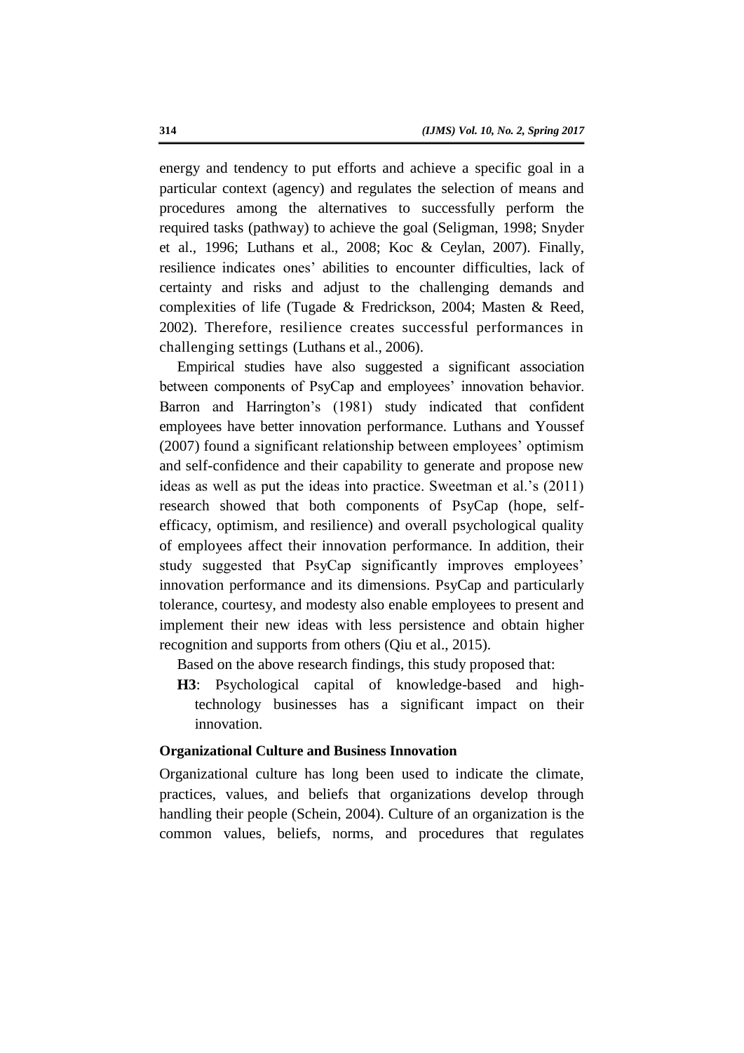energy and tendency to put efforts and achieve a specific goal in a particular context (agency) and regulates the selection of means and procedures among the alternatives to successfully perform the required tasks (pathway) to achieve the goal (Seligman, 1998; Snyder et al., 1996; Luthans et al., 2008; Koc & Ceylan, 2007). Finally, resilience indicates ones' abilities to encounter difficulties, lack of certainty and risks and adjust to the challenging demands and complexities of life (Tugade & Fredrickson, 2004; Masten & Reed, 2002). Therefore, resilience creates successful performances in challenging settings (Luthans et al., 2006).

Empirical studies have also suggested a significant association between components of PsyCap and employees' innovation behavior. Barron and Harrington's (1981) study indicated that confident employees have better innovation performance. Luthans and Youssef (2007) found a significant relationship between employees' optimism and self-confidence and their capability to generate and propose new ideas as well as put the ideas into practice. Sweetman et al.'s (2011) research showed that both components of PsyCap (hope, self-efficacy, optimism, and resilience) and overall psychological quality of employees affect their innovation performance. In addition, their study suggested that PsyCap significantly improves employees' innovation performance and its dimensions. PsyCap and particularly tolerance, courtesy, and modesty also enable employees to present and implement their new ideas with less persistence and obtain higher recognition and supports from others (Qiu et al., 2015).

Based on the above research findings, this study proposed that:

**H3**: Psychological capital of knowledge-based and high-technology businesses has a significant impact on their innovation.

**Organizational Culture and Business Innovation**

Organizational culture has long been used to indicate the climate, practices, values, and beliefs that organizations develop through handling their people (Schein, 2004). Culture of an organization is the common values, beliefs, norms, and procedures that regulates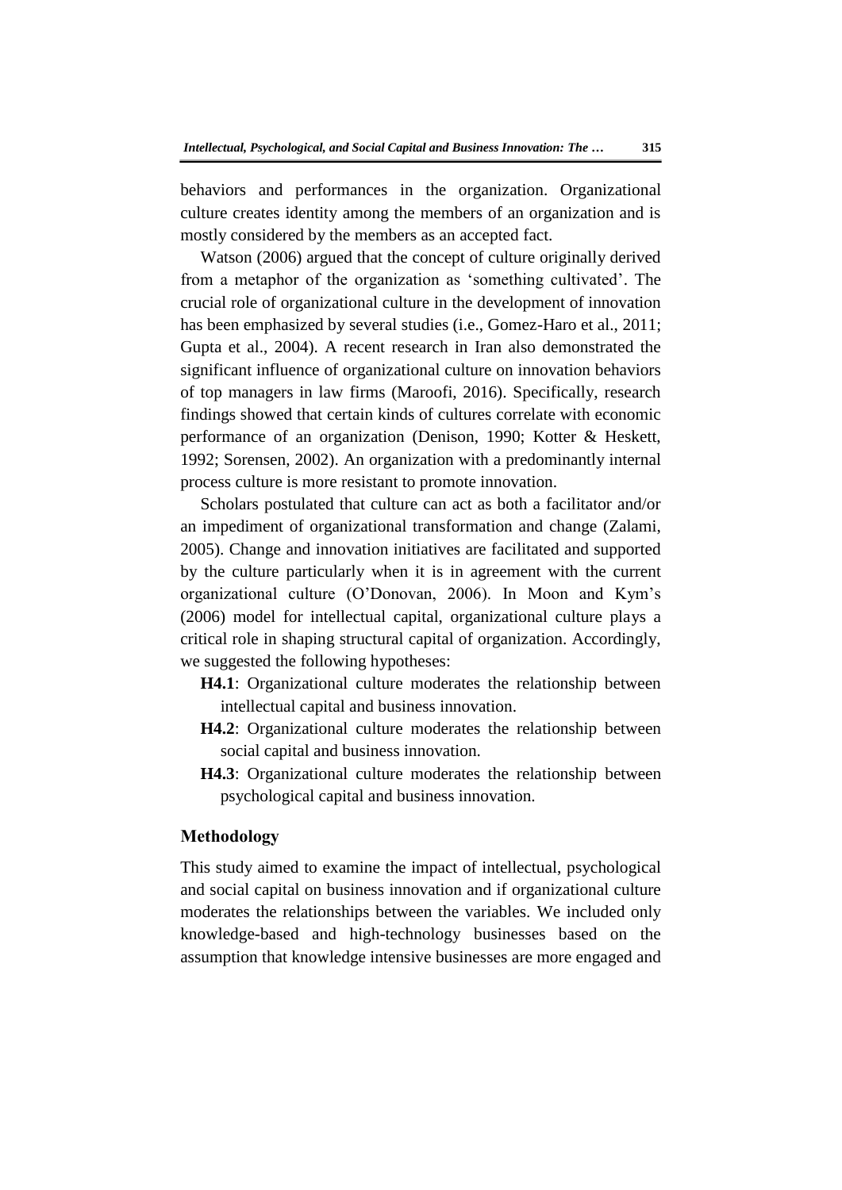behaviors and performances in the organization. Organizational culture creates identity among the members of an organization and is mostly considered by the members as an accepted fact.

Watson (2006) argued that the concept of culture originally derived from a metaphor of the organization as 'something cultivated'. The crucial role of organizational culture in the development of innovation has been emphasized by several studies (i.e., Gomez-Haro et al., 2011; Gupta et al., 2004). A recent research in Iran also demonstrated the significant influence of organizational culture on innovation behaviors of top managers in law firms (Maroofi, 2016). Specifically, research findings showed that certain kinds of cultures correlate with economic performance of an organization (Denison, 1990; Kotter & Heskett, 1992; Sorensen, 2002). An organization with a predominantly internal process culture is more resistant to promote innovation.

Scholars postulated that culture can act as both a facilitator and/or an impediment of organizational transformation and change (Zalami, 2005). Change and innovation initiatives are facilitated and supported by the culture particularly when it is in agreement with the current organizational culture (O'Donovan, 2006). In Moon and Kym's (2006) model for intellectual capital, organizational culture plays a critical role in shaping structural capital of organization. Accordingly, we suggested the following hypotheses:

- **H4.1**: Organizational culture moderates the relationship between intellectual capital and business innovation.
- **H4.2**: Organizational culture moderates the relationship between social capital and business innovation.
- **H4.3**: Organizational culture moderates the relationship between psychological capital and business innovation.

## Methodology

This study aimed to examine the impact of intellectual, psychological and social capital on business innovation and if organizational culture moderates the relationships between the variables. We included only knowledge-based and high-technology businesses based on the assumption that knowledge intensive businesses are more engaged and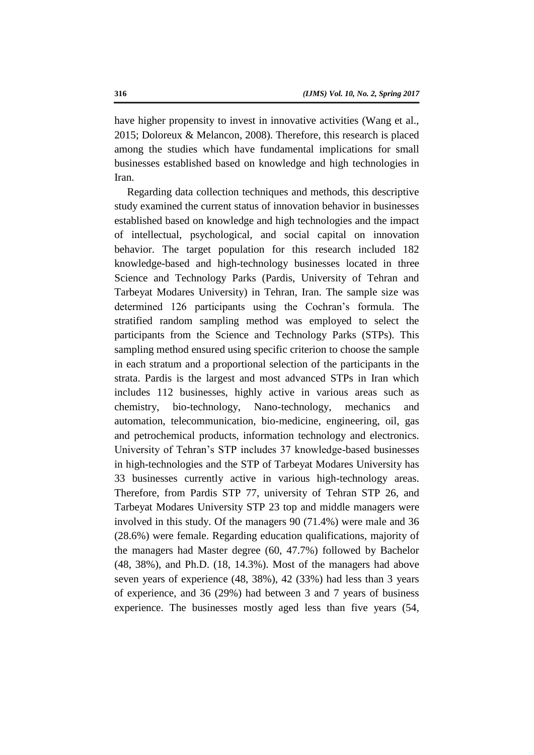have higher propensity to invest in innovative activities (Wang et al., 2015; Doloreux & Melancon, 2008). Therefore, this research is placed among the studies which have fundamental implications for small businesses established based on knowledge and high technologies in Iran.

Regarding data collection techniques and methods, this descriptive study examined the current status of innovation behavior in businesses established based on knowledge and high technologies and the impact of intellectual, psychological, and social capital on innovation behavior. The target population for this research included 182 knowledge-based and high-technology businesses located in three Science and Technology Parks (Pardis, University of Tehran and Tarbeyat Modares University) in Tehran, Iran. The sample size was determined 126 participants using the Cochran's formula. The stratified random sampling method was employed to select the participants from the Science and Technology Parks (STPs). This sampling method ensured using specific criterion to choose the sample in each stratum and a proportional selection of the participants in the strata. Pardis is the largest and most advanced STPs in Iran which includes 112 businesses, highly active in various areas such as chemistry, bio-technology, Nano-technology, mechanics and automation, telecommunication, bio-medicine, engineering, oil, gas and petrochemical products, information technology and electronics. University of Tehran's STP includes 37 knowledge-based businesses in high-technologies and the STP of Tarbeyat Modares University has 33 businesses currently active in various high-technology areas. Therefore, from Pardis STP 77, university of Tehran STP 26, and Tarbeyat Modares University STP 23 top and middle managers were involved in this study. Of the managers 90 (71.4%) were male and 36 (28.6%) were female. Regarding education qualifications, majority of the managers had Master degree (60, 47.7%) followed by Bachelor (48, 38%), and Ph.D. (18, 14.3%). Most of the managers had above seven years of experience (48, 38%), 42 (33%) had less than 3 years of experience, and 36 (29%) had between 3 and 7 years of business experience. The businesses mostly aged less than five years (54,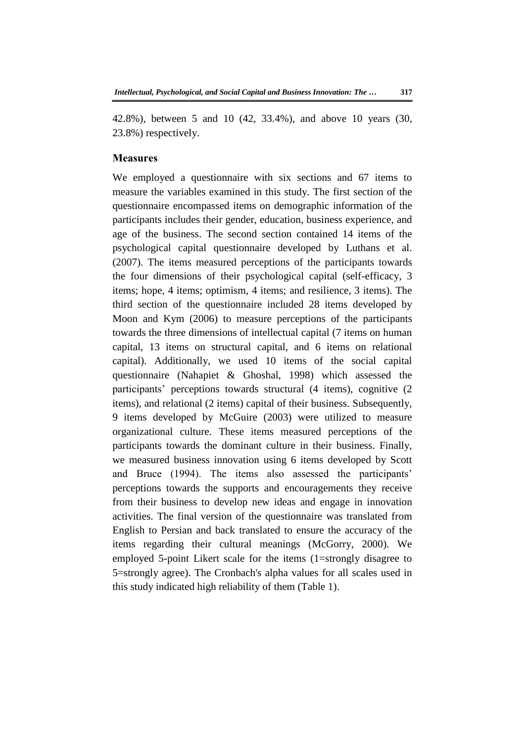42.8%), between 5 and 10 (42, 33.4%), and above 10 years (30, 23.8%) respectively.

## Measures

We employed a questionnaire with six sections and 67 items to measure the variables examined in this study. The first section of the questionnaire encompassed items on demographic information of the participants includes their gender, education, business experience, and age of the business. The second section contained 14 items of the psychological capital questionnaire developed by Luthans et al. (2007). The items measured perceptions of the participants towards the four dimensions of their psychological capital (self-efficacy, 3 items; hope, 4 items; optimism, 4 items; and resilience, 3 items). The third section of the questionnaire included 28 items developed by Moon and Kym (2006) to measure perceptions of the participants towards the three dimensions of intellectual capital (7 items on human capital, 13 items on structural capital, and 6 items on relational capital). Additionally, we used 10 items of the social capital questionnaire (Nahapiet & Ghoshal, 1998) which assessed the participants' perceptions towards structural (4 items), cognitive (2 items), and relational (2 items) capital of their business. Subsequently, 9 items developed by McGuire (2003) were utilized to measure organizational culture. These items measured perceptions of the participants towards the dominant culture in their business. Finally, we measured business innovation using 6 items developed by Scott and Bruce (1994). The items also assessed the participants' perceptions towards the supports and encouragements they receive from their business to develop new ideas and engage in innovation activities. The final version of the questionnaire was translated from English to Persian and back translated to ensure the accuracy of the items regarding their cultural meanings (McGorry, 2000). We employed 5-point Likert scale for the items (1=strongly disagree to 5=strongly agree). The Cronbach's alpha values for all scales used in this study indicated high reliability of them (Table 1).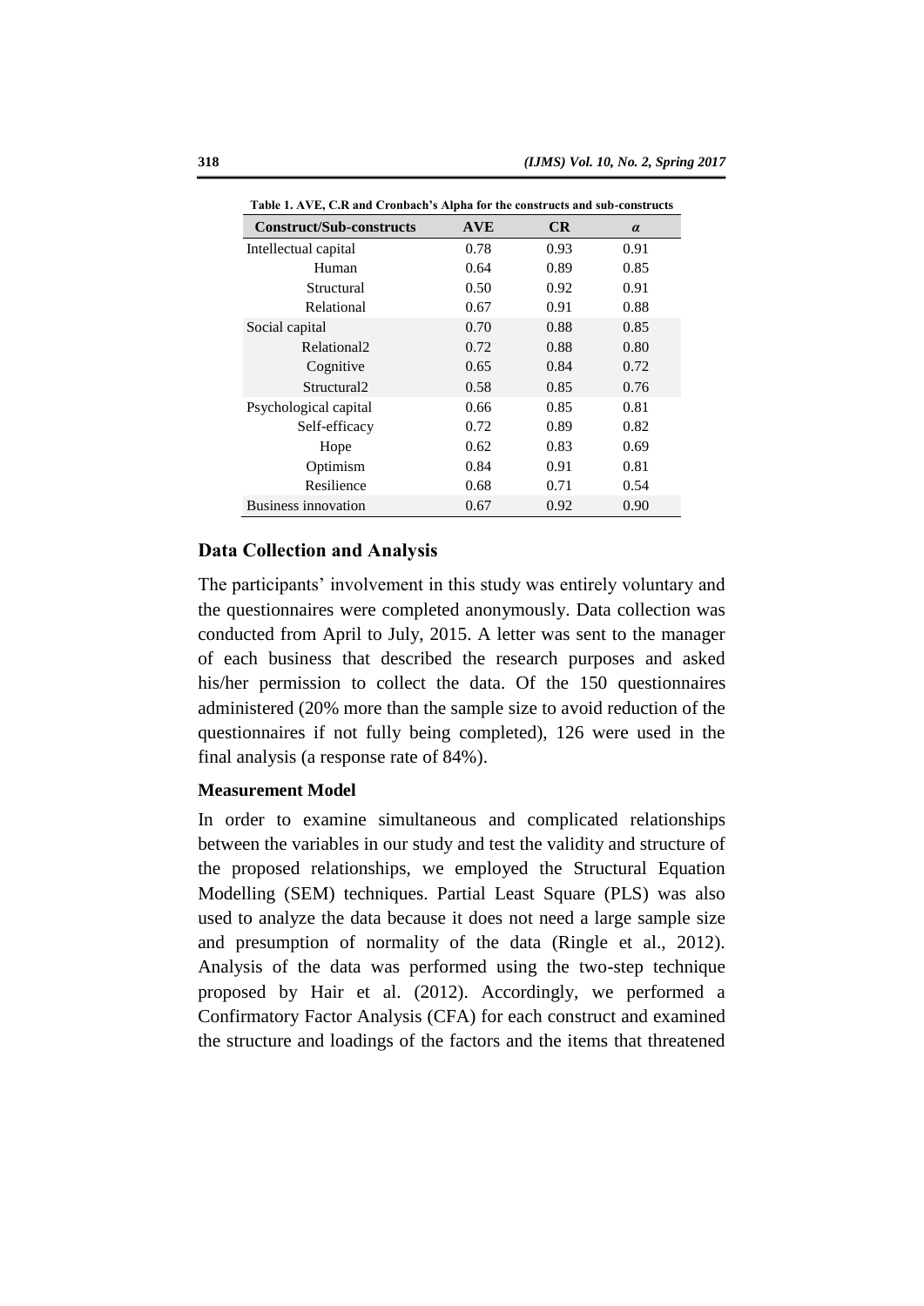**Table 1. AVE, C.R and Cronbach's Alpha for the constructs and sub-constructs**

| Construct/Sub-constructs | AVE | CR | $\alpha$ |
|---|---|---|---|
| Intellectual capital | 0.78 | 0.93 | 0.91 |
| Human | 0.64 | 0.89 | 0.85 |
| Structural | 0.50 | 0.92 | 0.91 |
| Relational | 0.67 | 0.91 | 0.88 |
| Social capital | 0.70 | 0.88 | 0.85 |
| Relational2 | 0.72 | 0.88 | 0.80 |
| Cognitive | 0.65 | 0.84 | 0.72 |
| Structural2 | 0.58 | 0.85 | 0.76 |
| Psychological capital | 0.66 | 0.85 | 0.81 |
| Self-efficacy | 0.72 | 0.89 | 0.82 |
| Hope | 0.62 | 0.83 | 0.69 |
| Optimism | 0.84 | 0.91 | 0.81 |
| Resilience | 0.68 | 0.71 | 0.54 |
| Business innovation | 0.67 | 0.92 | 0.90 |

## Data Collection and Analysis

The participants' involvement in this study was entirely voluntary and the questionnaires were completed anonymously. Data collection was conducted from April to July, 2015. A letter was sent to the manager of each business that described the research purposes and asked his/her permission to collect the data. Of the 150 questionnaires administered (20% more than the sample size to avoid reduction of the questionnaires if not fully being completed), 126 were used in the final analysis (a response rate of 84%).

### Measurement Model

In order to examine simultaneous and complicated relationships between the variables in our study and test the validity and structure of the proposed relationships, we employed the Structural Equation Modelling (SEM) techniques. Partial Least Square (PLS) was also used to analyze the data because it does not need a large sample size and presumption of normality of the data (Ringle et al., 2012). Analysis of the data was performed using the two-step technique proposed by Hair et al. (2012). Accordingly, we performed a Confirmatory Factor Analysis (CFA) for each construct and examined the structure and loadings of the factors and the items that threatened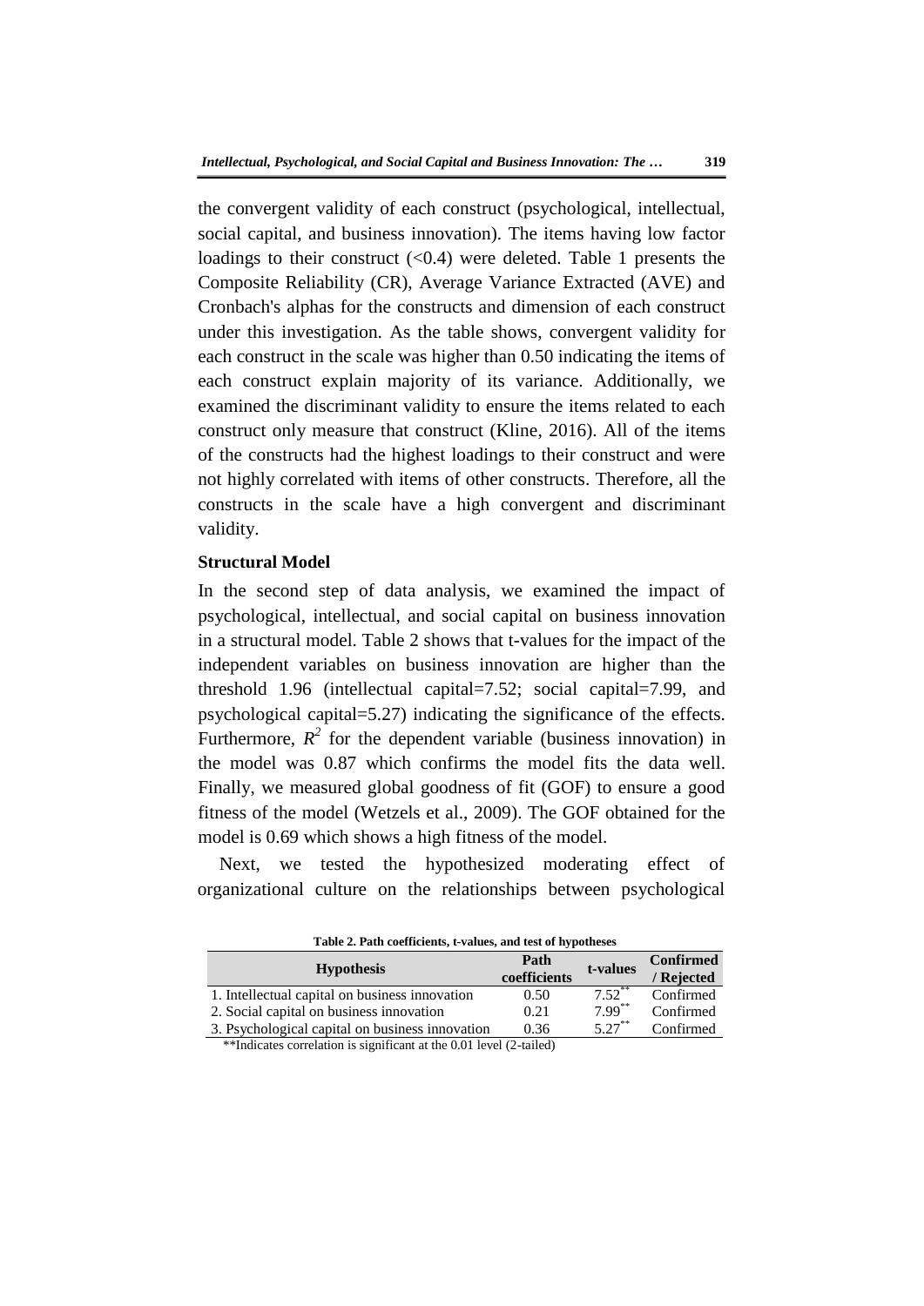the convergent validity of each construct (psychological, intellectual, social capital, and business innovation). The items having low factor loadings to their construct (<0.4) were deleted. Table 1 presents the Composite Reliability (CR), Average Variance Extracted (AVE) and Cronbach's alphas for the constructs and dimension of each construct under this investigation. As the table shows, convergent validity for each construct in the scale was higher than 0.50 indicating the items of each construct explain majority of its variance. Additionally, we examined the discriminant validity to ensure the items related to each construct only measure that construct (Kline, 2016). All of the items of the constructs had the highest loadings to their construct and were not highly correlated with items of other constructs. Therefore, all the constructs in the scale have a high convergent and discriminant validity.

**Structural Model**

In the second step of data analysis, we examined the impact of psychological, intellectual, and social capital on business innovation in a structural model. Table 2 shows that t-values for the impact of the independent variables on business innovation are higher than the threshold 1.96 (intellectual capital=7.52; social capital=7.99, and psychological capital=5.27) indicating the significance of the effects. Furthermore, $R^2$ for the dependent variable (business innovation) in the model was 0.87 which confirms the model fits the data well. Finally, we measured global goodness of fit (GOF) to ensure a good fitness of the model (Wetzels et al., 2009). The GOF obtained for the model is 0.69 which shows a high fitness of the model.

Next, we tested the hypothesized moderating effect of organizational culture on the relationships between psychological

**Table 2. Path coefficients, t-values, and test of hypotheses**

| Hypothesis | Path coefficients | t-values | Confirmed / Rejected |
|---|---|---|---|
| 1. Intellectual capital on business innovation | 0.50 | 7.52** | Confirmed |
| 2. Social capital on business innovation | 0.21 | 7.99** | Confirmed |
| 3. Psychological capital on business innovation | 0.36 | 5.27** | Confirmed |

**Indicates correlation is significant at the 0.01 level (2-tailed)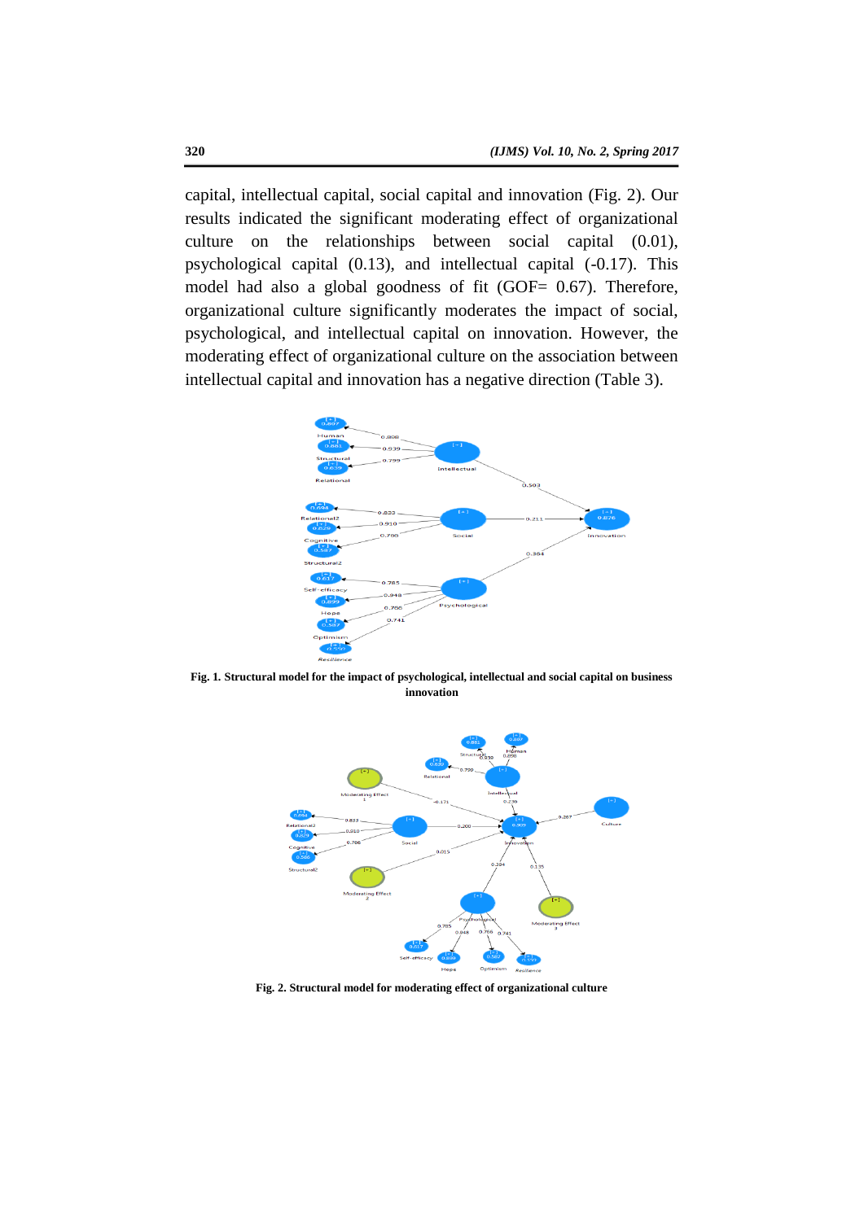capital, intellectual capital, social capital and innovation (Fig. 2). Our results indicated the significant moderating effect of organizational culture on the relationships between social capital (0.01), psychological capital (0.13), and intellectual capital (-0.17). This model had also a global goodness of fit (GOF= 0.67). Therefore, organizational culture significantly moderates the impact of social, psychological, and intellectual capital on innovation. However, the moderating effect of organizational culture on the association between intellectual capital and innovation has a negative direction (Table 3).

**Fig. 1. Structural model for the impact of psychological, intellectual and social capital on business innovation**

**Fig. 2. Structural model for moderating effect of organizational culture**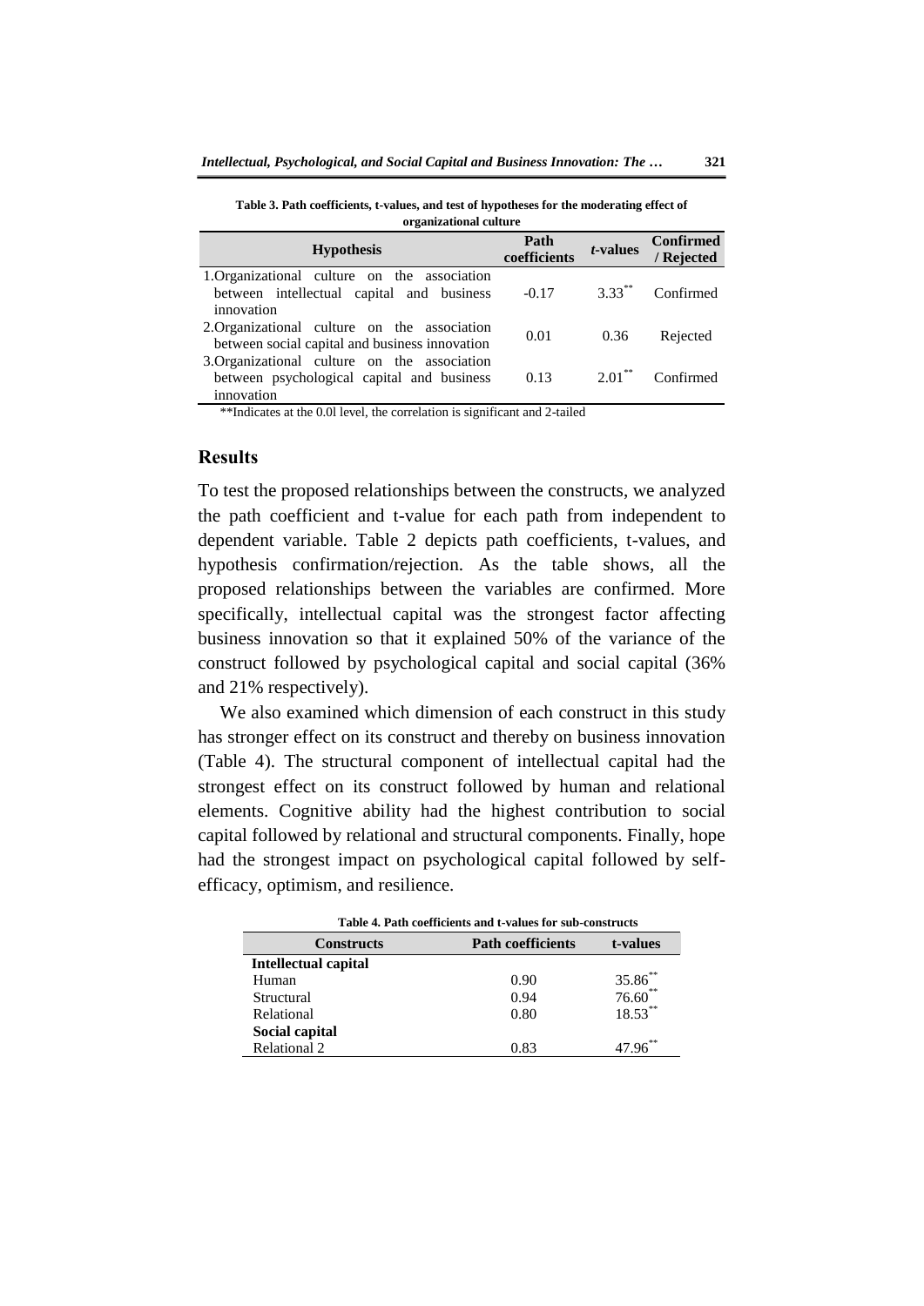**Table 3. Path coefficients, t-values, and test of hypotheses for the moderating effect of organizational culture**

| Hypothesis | Path coefficients | *t*-values | Confirmed / Rejected |
|---|---|---|---|
| 1.Organizational culture on the association between intellectual capital and business innovation | -0.17 | 3.33** | Confirmed |
| 2.Organizational culture on the association between social capital and business innovation | 0.01 | 0.36 | Rejected |
| 3.Organizational culture on the association between psychological capital and business innovation | 0.13 | 2.01** | Confirmed |

**Indicates at the 0.0l level, the correlation is significant and 2-tailed

## Results

To test the proposed relationships between the constructs, we analyzed the path coefficient and t-value for each path from independent to dependent variable. Table 2 depicts path coefficients, t-values, and hypothesis confirmation/rejection. As the table shows, all the proposed relationships between the variables are confirmed. More specifically, intellectual capital was the strongest factor affecting business innovation so that it explained 50% of the variance of the construct followed by psychological capital and social capital (36% and 21% respectively).

We also examined which dimension of each construct in this study has stronger effect on its construct and thereby on business innovation (Table 4). The structural component of intellectual capital had the strongest effect on its construct followed by human and relational elements. Cognitive ability had the highest contribution to social capital followed by relational and structural components. Finally, hope had the strongest impact on psychological capital followed by self-efficacy, optimism, and resilience.

**Table 4. Path coefficients and t-values for sub-constructs**

| Constructs | Path coefficients | t-values |
|---|---|---|
| **Intellectual capital** | | |
| Human | 0.90 | 35.86** |
| Structural | 0.94 | 76.60** |
| Relational | 0.80 | 18.53** |
| **Social capital** | | |
| Relational 2 | 0.83 | 47.96** |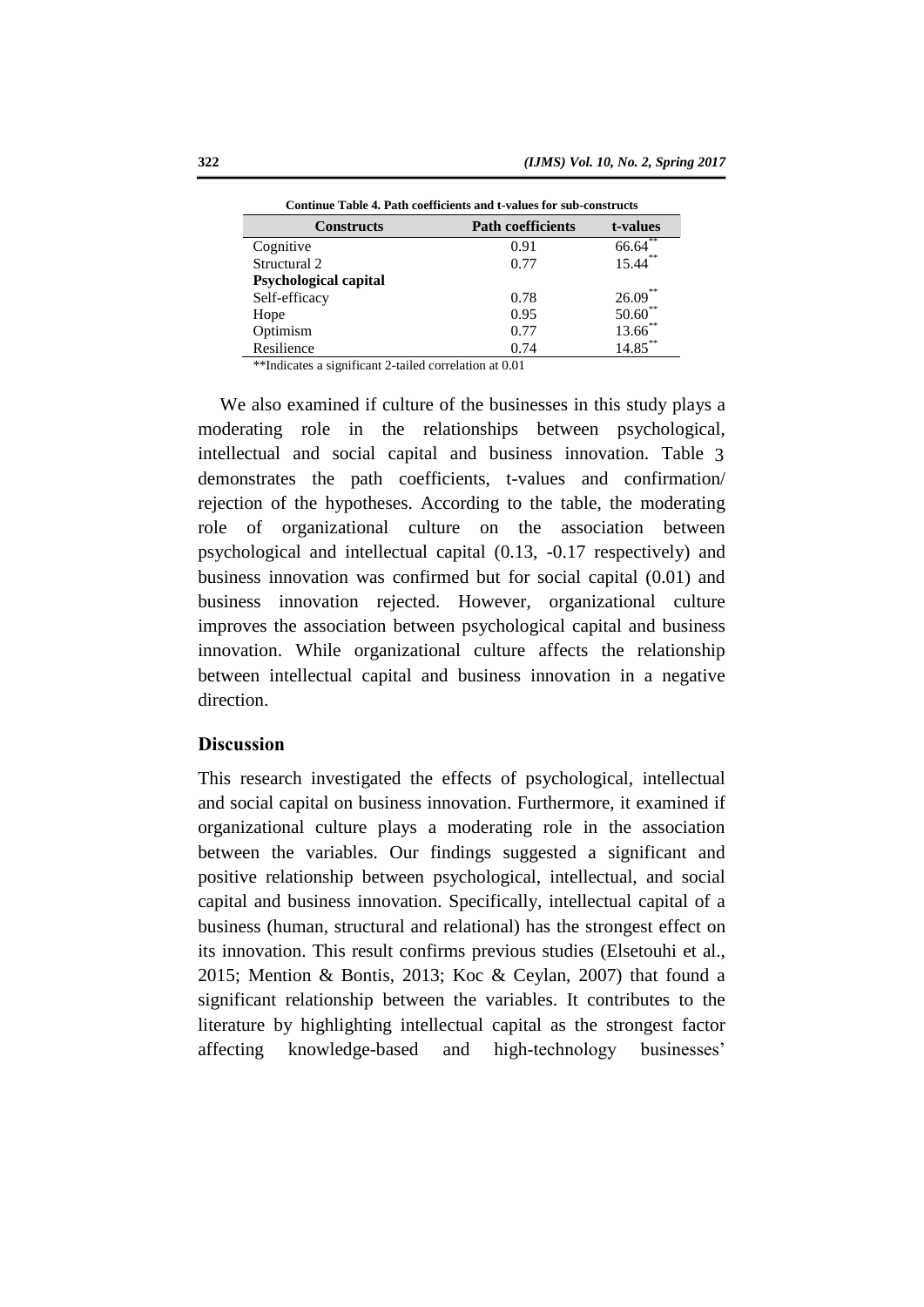**Continue Table 4. Path coefficients and t-values for sub-constructs**

| Constructs | Path coefficients | t-values |
|---|---|---|
| Cognitive | 0.91 | 66.64** |
| Structural 2 | 0.77 | 15.44** |
| **Psychological capital** | | |
| Self-efficacy | 0.78 | 26.09** |
| Hope | 0.95 | 50.60** |
| Optimism | 0.77 | 13.66** |
| Resilience | 0.74 | 14.85** |

**Indicates a significant 2-tailed correlation at 0.01

We also examined if culture of the businesses in this study plays a moderating role in the relationships between psychological, intellectual and social capital and business innovation. Table 3 demonstrates the path coefficients, t-values and confirmation/ rejection of the hypotheses. According to the table, the moderating role of organizational culture on the association between psychological and intellectual capital (0.13, -0.17 respectively) and business innovation was confirmed but for social capital (0.01) and business innovation rejected. However, organizational culture improves the association between psychological capital and business innovation. While organizational culture affects the relationship between intellectual capital and business innovation in a negative direction.

## Discussion

This research investigated the effects of psychological, intellectual and social capital on business innovation. Furthermore, it examined if organizational culture plays a moderating role in the association between the variables. Our findings suggested a significant and positive relationship between psychological, intellectual, and social capital and business innovation. Specifically, intellectual capital of a business (human, structural and relational) has the strongest effect on its innovation. This result confirms previous studies (Elsetouhi et al., 2015; Mention & Bontis, 2013; Koc & Ceylan, 2007) that found a significant relationship between the variables. It contributes to the literature by highlighting intellectual capital as the strongest factor affecting knowledge-based and high-technology businesses'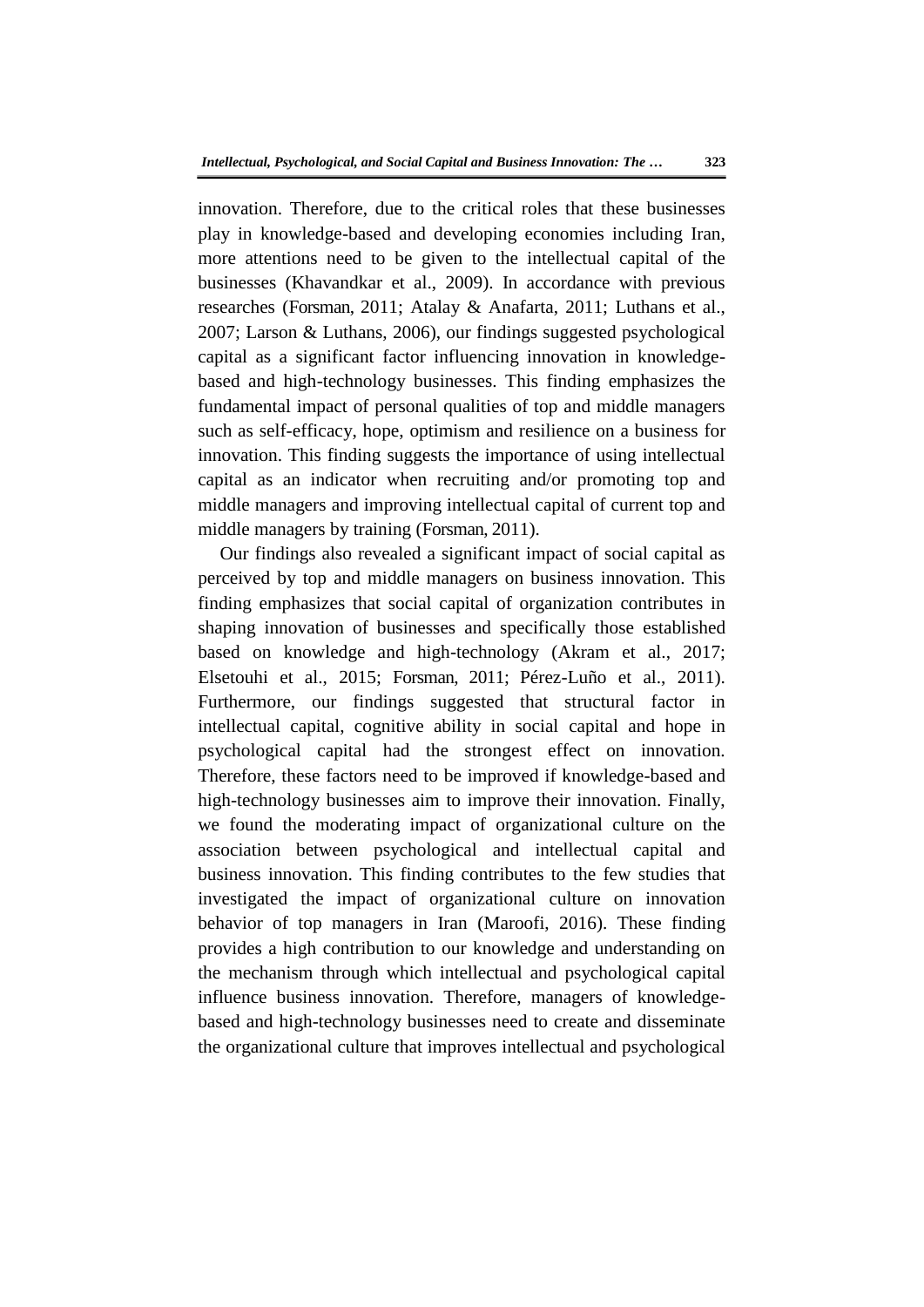innovation. Therefore, due to the critical roles that these businesses play in knowledge-based and developing economies including Iran, more attentions need to be given to the intellectual capital of the businesses (Khavandkar et al., 2009). In accordance with previous researches (Forsman, 2011; Atalay & Anafarta, 2011; Luthans et al., 2007; Larson & Luthans, 2006), our findings suggested psychological capital as a significant factor influencing innovation in knowledge-based and high-technology businesses. This finding emphasizes the fundamental impact of personal qualities of top and middle managers such as self-efficacy, hope, optimism and resilience on a business for innovation. This finding suggests the importance of using intellectual capital as an indicator when recruiting and/or promoting top and middle managers and improving intellectual capital of current top and middle managers by training (Forsman, 2011).

Our findings also revealed a significant impact of social capital as perceived by top and middle managers on business innovation. This finding emphasizes that social capital of organization contributes in shaping innovation of businesses and specifically those established based on knowledge and high-technology (Akram et al., 2017; Elsetouhi et al., 2015; Forsman, 2011; Pérez-Luño et al., 2011). Furthermore, our findings suggested that structural factor in intellectual capital, cognitive ability in social capital and hope in psychological capital had the strongest effect on innovation. Therefore, these factors need to be improved if knowledge-based and high-technology businesses aim to improve their innovation. Finally, we found the moderating impact of organizational culture on the association between psychological and intellectual capital and business innovation. This finding contributes to the few studies that investigated the impact of organizational culture on innovation behavior of top managers in Iran (Maroofi, 2016). These finding provides a high contribution to our knowledge and understanding on the mechanism through which intellectual and psychological capital influence business innovation. Therefore, managers of knowledge-based and high-technology businesses need to create and disseminate the organizational culture that improves intellectual and psychological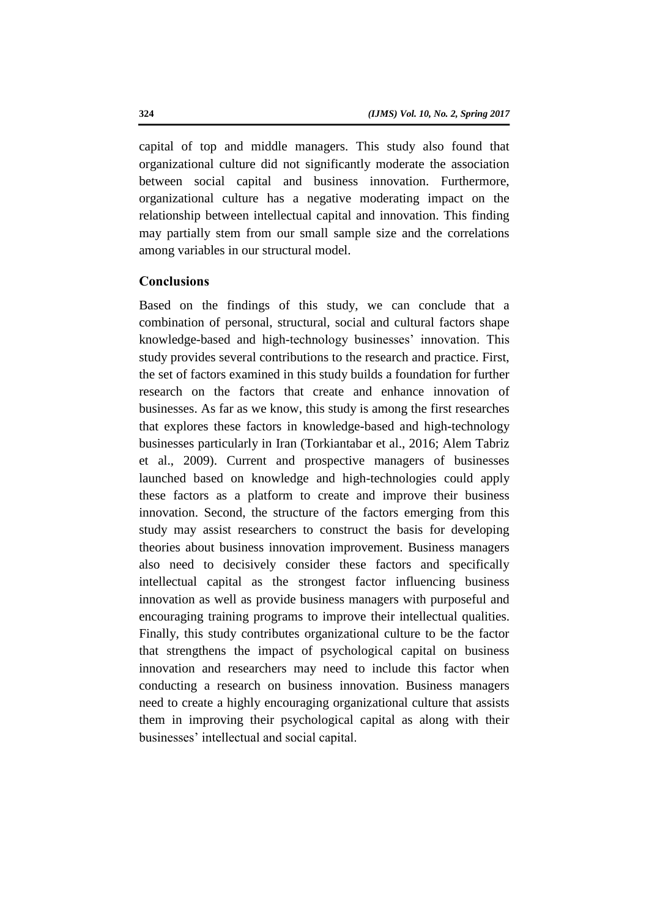capital of top and middle managers. This study also found that organizational culture did not significantly moderate the association between social capital and business innovation. Furthermore, organizational culture has a negative moderating impact on the relationship between intellectual capital and innovation. This finding may partially stem from our small sample size and the correlations among variables in our structural model.

## Conclusions

Based on the findings of this study, we can conclude that a combination of personal, structural, social and cultural factors shape knowledge-based and high-technology businesses' innovation. This study provides several contributions to the research and practice. First, the set of factors examined in this study builds a foundation for further research on the factors that create and enhance innovation of businesses. As far as we know, this study is among the first researches that explores these factors in knowledge-based and high-technology businesses particularly in Iran (Torkiantabar et al., 2016; Alem Tabriz et al., 2009). Current and prospective managers of businesses launched based on knowledge and high-technologies could apply these factors as a platform to create and improve their business innovation. Second, the structure of the factors emerging from this study may assist researchers to construct the basis for developing theories about business innovation improvement. Business managers also need to decisively consider these factors and specifically intellectual capital as the strongest factor influencing business innovation as well as provide business managers with purposeful and encouraging training programs to improve their intellectual qualities. Finally, this study contributes organizational culture to be the factor that strengthens the impact of psychological capital on business innovation and researchers may need to include this factor when conducting a research on business innovation. Business managers need to create a highly encouraging organizational culture that assists them in improving their psychological capital as along with their businesses' intellectual and social capital.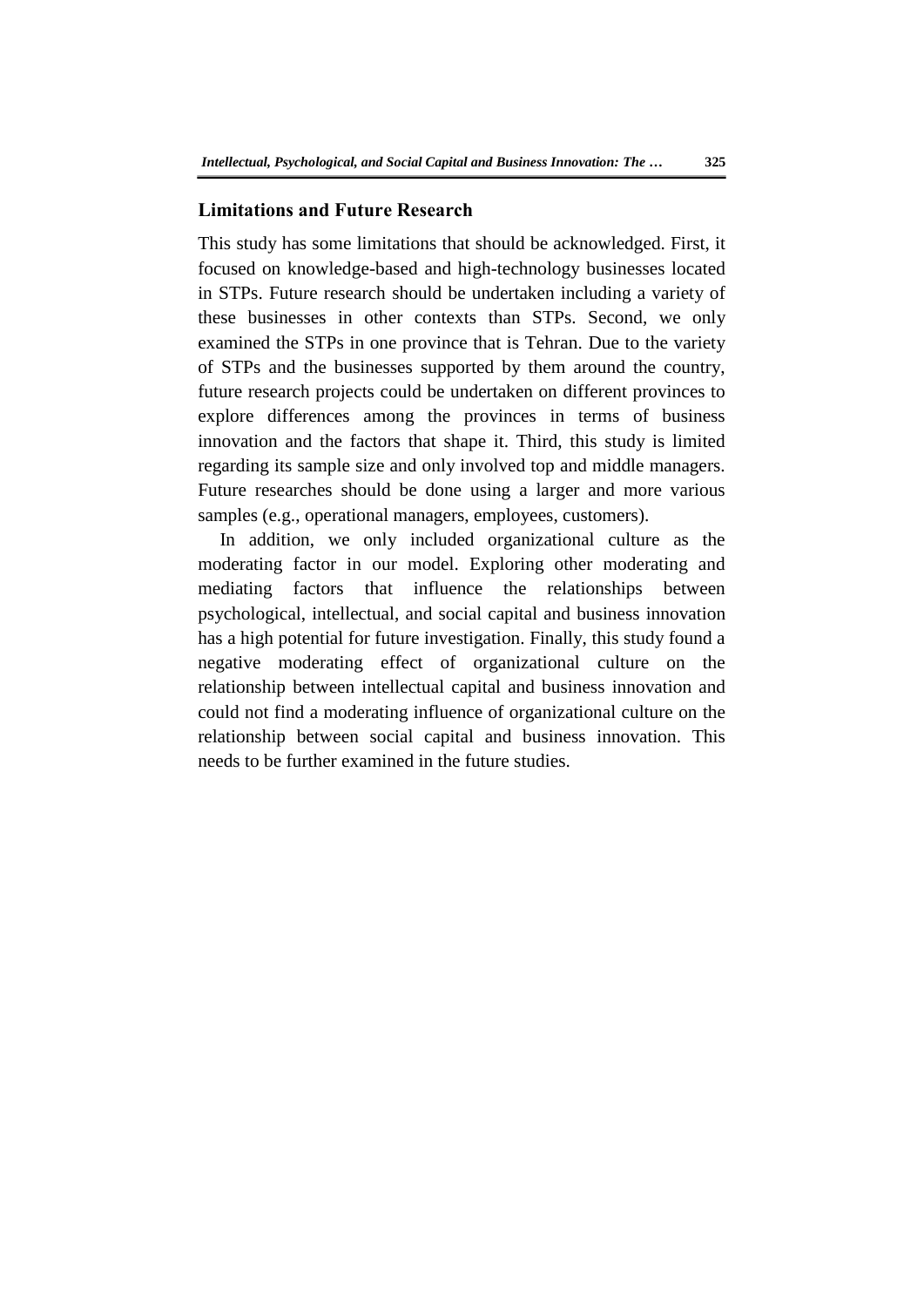## Limitations and Future Research

This study has some limitations that should be acknowledged. First, it focused on knowledge-based and high-technology businesses located in STPs. Future research should be undertaken including a variety of these businesses in other contexts than STPs. Second, we only examined the STPs in one province that is Tehran. Due to the variety of STPs and the businesses supported by them around the country, future research projects could be undertaken on different provinces to explore differences among the provinces in terms of business innovation and the factors that shape it. Third, this study is limited regarding its sample size and only involved top and middle managers. Future researches should be done using a larger and more various samples (e.g., operational managers, employees, customers).

In addition, we only included organizational culture as the moderating factor in our model. Exploring other moderating and mediating factors that influence the relationships between psychological, intellectual, and social capital and business innovation has a high potential for future investigation. Finally, this study found a negative moderating effect of organizational culture on the relationship between intellectual capital and business innovation and could not find a moderating influence of organizational culture on the relationship between social capital and business innovation. This needs to be further examined in the future studies.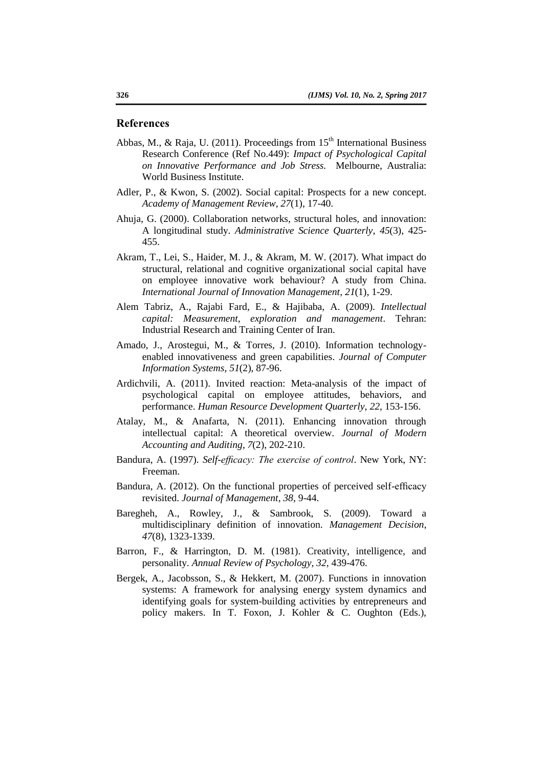## References

Abbas, M., & Raja, U. (2011). Proceedings from 15th International Business Research Conference (Ref No.449): *Impact of Psychological Capital on Innovative Performance and Job Stress.* Melbourne, Australia: World Business Institute.

Adler, P., & Kwon, S. (2002). Social capital: Prospects for a new concept. *Academy of Management Review*, *27*(1), 17-40.

Ahuja, G. (2000). Collaboration networks, structural holes, and innovation: A longitudinal study. *Administrative Science Quarterly*, *45*(3), 425-455.

Akram, T., Lei, S., Haider, M. J., & Akram, M. W. (2017). What impact do structural, relational and cognitive organizational social capital have on employee innovative work behaviour? A study from China. *International Journal of Innovation Management*, *21*(1), 1-29.

Alem Tabriz, A., Rajabi Fard, E., & Hajibaba, A. (2009). *Intellectual capital: Measurement, exploration and management*. Tehran: Industrial Research and Training Center of Iran.

Amado, J., Arostegui, M., & Torres, J. (2010). Information technology-enabled innovativeness and green capabilities. *Journal of Computer Information Systems*, *51*(2), 87-96.

Ardichvili, A. (2011). Invited reaction: Meta-analysis of the impact of psychological capital on employee attitudes, behaviors, and performance. *Human Resource Development Quarterly*, *22*, 153-156.

Atalay, M., & Anafarta, N. (2011). Enhancing innovation through intellectual capital: A theoretical overview. *Journal of Modern Accounting and Auditing*, *7*(2), 202-210.

Bandura, A. (1997). *Self-efficacy: The exercise of control*. New York, NY: Freeman.

Bandura, A. (2012). On the functional properties of perceived self-efficacy revisited. *Journal of Management*, *38*, 9-44.

Baregheh, A., Rowley, J., & Sambrook, S. (2009). Toward a multidisciplinary definition of innovation. *Management Decision*, *47*(8), 1323-1339.

Barron, F., & Harrington, D. M. (1981). Creativity, intelligence, and personality. *Annual Review of Psychology*, *32*, 439-476.

Bergek, A., Jacobsson, S., & Hekkert, M. (2007). Functions in innovation systems: A framework for analysing energy system dynamics and identifying goals for system-building activities by entrepreneurs and policy makers. In T. Foxon, J. Kohler & C. Oughton (Eds.),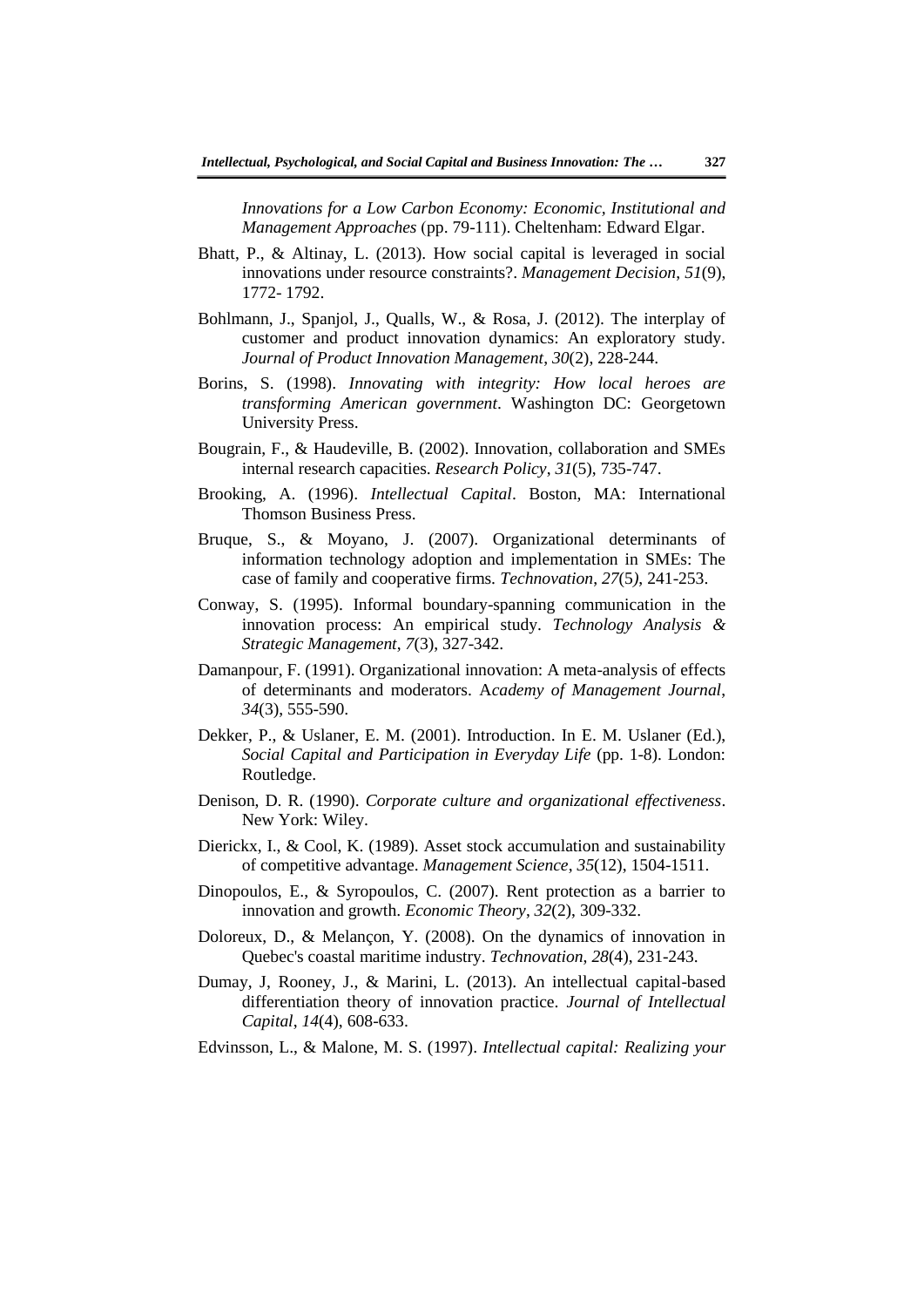*Innovations for a Low Carbon Economy: Economic, Institutional and Management Approaches* (pp. 79-111). Cheltenham: Edward Elgar.

Bhatt, P., & Altinay, L. (2013). How social capital is leveraged in social innovations under resource constraints?. *Management Decision*, *51*(9), 1772- 1792.

Bohlmann, J., Spanjol, J., Qualls, W., & Rosa, J. (2012). The interplay of customer and product innovation dynamics: An exploratory study. *Journal of Product Innovation Management*, *30*(2), 228-244.

Borins, S. (1998). *Innovating with integrity: How local heroes are transforming American government*. Washington DC: Georgetown University Press.

Bougrain, F., & Haudeville, B. (2002). Innovation, collaboration and SMEs internal research capacities. *Research Policy*, *31*(5), 735-747.

Brooking, A. (1996). *Intellectual Capital*. Boston, MA: International Thomson Business Press.

Bruque, S., & Moyano, J. (2007). Organizational determinants of information technology adoption and implementation in SMEs: The case of family and cooperative firms. *Technovation*, *27*(5*)*, 241-253.

Conway, S. (1995). Informal boundary-spanning communication in the innovation process: An empirical study. *Technology Analysis & Strategic Management*, *7*(3), 327-342.

Damanpour, F. (1991). Organizational innovation: A meta-analysis of effects of determinants and moderators. A*cademy of Management Journal*, *34*(3), 555-590.

Dekker, P., & Uslaner, E. M. (2001). Introduction. In E. M. Uslaner (Ed.), *Social Capital and Participation in Everyday Life* (pp. 1-8). London: Routledge.

Denison, D. R. (1990). *Corporate culture and organizational effectiveness*. New York: Wiley.

Dierickx, I., & Cool, K. (1989). Asset stock accumulation and sustainability of competitive advantage. *Management Science*, *35*(12), 1504-1511.

Dinopoulos, E., & Syropoulos, C. (2007). Rent protection as a barrier to innovation and growth. *Economic Theory*, *32*(2), 309-332.

Doloreux, D., & Melançon, Y. (2008). On the dynamics of innovation in Quebec's coastal maritime industry. *Technovation*, *28*(4), 231-243.

Dumay, J, Rooney, J., & Marini, L. (2013). An intellectual capital-based differentiation theory of innovation practice. *Journal of Intellectual Capital*, *14*(4), 608-633.

Edvinsson, L., & Malone, M. S. (1997). *Intellectual capital: Realizing your*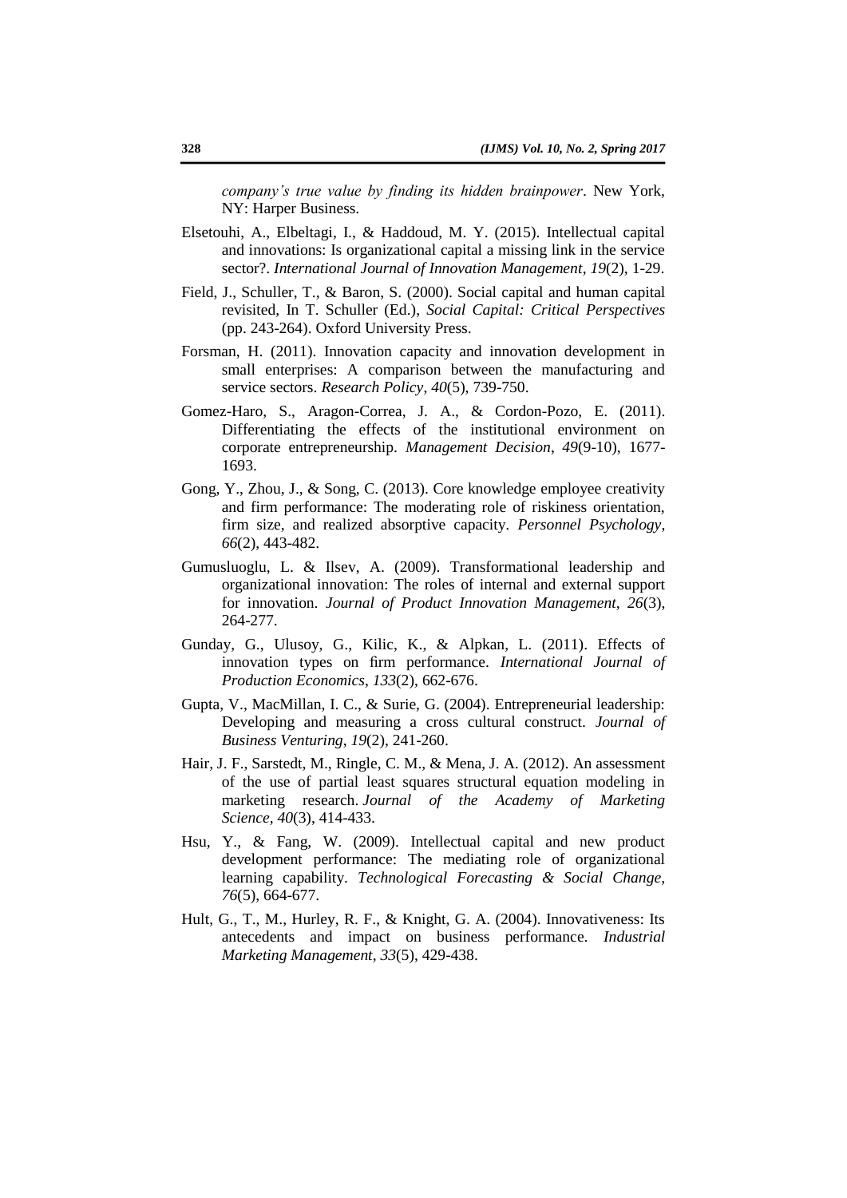*company's true value by finding its hidden brainpower*. New York, NY: Harper Business.

Elsetouhi, A., Elbeltagi, I., & Haddoud, M. Y. (2015). Intellectual capital and innovations: Is organizational capital a missing link in the service sector?. *International Journal of Innovation Management*, *19*(2), 1-29.

Field, J., Schuller, T., & Baron, S. (2000). Social capital and human capital revisited, In T. Schuller (Ed.), *Social Capital: Critical Perspectives* (pp. 243-264). Oxford University Press.

Forsman, H. (2011). Innovation capacity and innovation development in small enterprises: A comparison between the manufacturing and service sectors. *Research Policy*, *40*(5), 739-750.

Gomez-Haro, S., Aragon-Correa, J. A., & Cordon-Pozo, E. (2011). Differentiating the effects of the institutional environment on corporate entrepreneurship. *Management Decision*, *49*(9-10), 1677-1693.

Gong, Y., Zhou, J., & Song, C. (2013). Core knowledge employee creativity and firm performance: The moderating role of riskiness orientation, firm size, and realized absorptive capacity. *Personnel Psychology*, *66*(2), 443-482.

Gumusluoglu, L. & Ilsev, A. (2009). Transformational leadership and organizational innovation: The roles of internal and external support for innovation. *Journal of Product Innovation Management*, *26*(3), 264-277.

Gunday, G., Ulusoy, G., Kilic, K., & Alpkan, L. (2011). Effects of innovation types on firm performance. *International Journal of Production Economics*, *133*(2), 662-676.

Gupta, V., MacMillan, I. C., & Surie, G. (2004). Entrepreneurial leadership: Developing and measuring a cross cultural construct. *Journal of Business Venturing*, *19*(2), 241-260.

Hair, J. F., Sarstedt, M., Ringle, C. M., & Mena, J. A. (2012). An assessment of the use of partial least squares structural equation modeling in marketing research. *Journal of the Academy of Marketing Science*, *40*(3), 414-433.

Hsu, Y., & Fang, W. (2009). Intellectual capital and new product development performance: The mediating role of organizational learning capability. *Technological Forecasting & Social Change*, *76*(5), 664-677.

Hult, G., T., M., Hurley, R. F., & Knight, G. A. (2004). Innovativeness: Its antecedents and impact on business performance. *Industrial Marketing Management*, *33*(5), 429-438.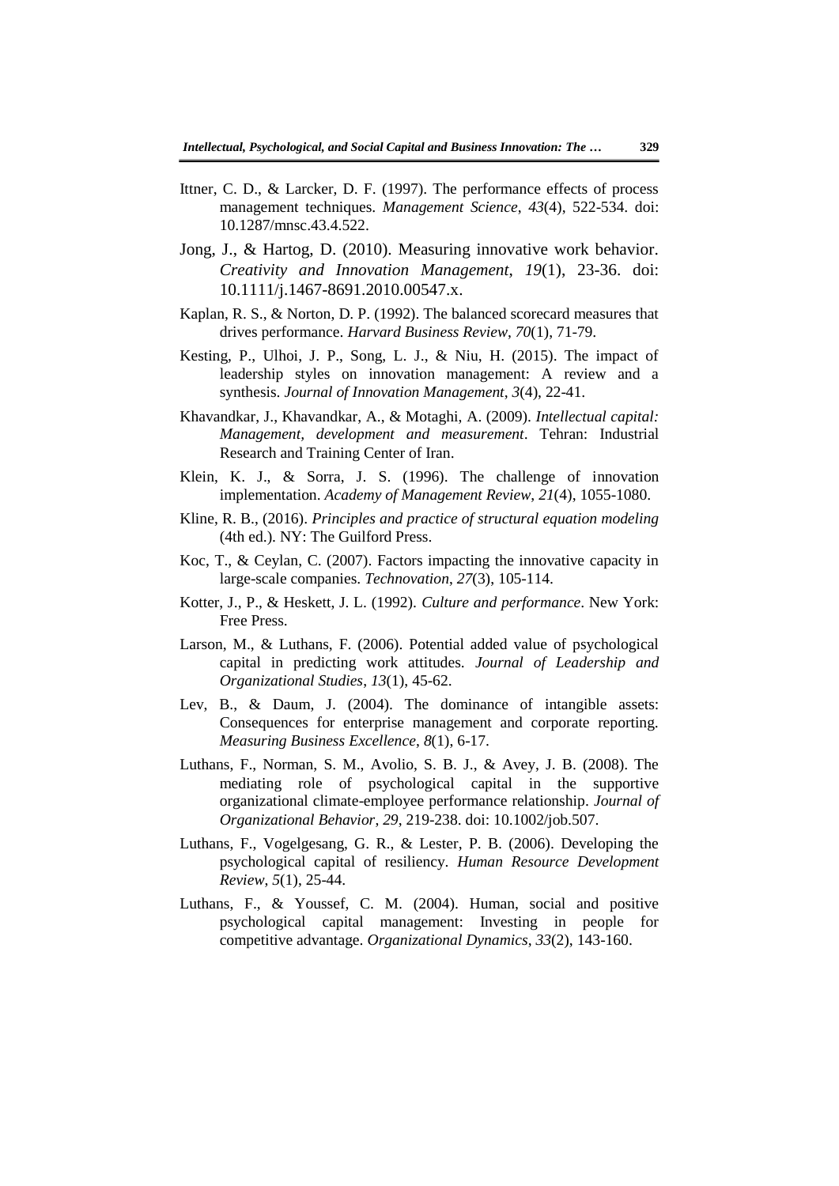Ittner, C. D., & Larcker, D. F. (1997). The performance effects of process management techniques. *Management Science*, *43*(4), 522-534. doi: 10.1287/mnsc.43.4.522.

Jong, J., & Hartog, D. (2010). Measuring innovative work behavior. *Creativity and Innovation Management*, *19*(1), 23-36. doi: 10.1111/j.1467-8691.2010.00547.x.

Kaplan, R. S., & Norton, D. P. (1992). The balanced scorecard measures that drives performance. *Harvard Business Review*, *70*(1), 71-79.

Kesting, P., Ulhoi, J. P., Song, L. J., & Niu, H. (2015). The impact of leadership styles on innovation management: A review and a synthesis. *Journal of Innovation Management*, *3*(4), 22-41.

Khavandkar, J., Khavandkar, A., & Motaghi, A. (2009). *Intellectual capital: Management, development and measurement*. Tehran: Industrial Research and Training Center of Iran.

Klein, K. J., & Sorra, J. S. (1996). The challenge of innovation implementation. *Academy of Management Review*, *21*(4), 1055-1080.

Kline, R. B., (2016). *Principles and practice of structural equation modeling* (4th ed.). NY: The Guilford Press.

Koc, T., & Ceylan, C. (2007). Factors impacting the innovative capacity in large-scale companies. *Technovation*, *27*(3), 105-114.

Kotter, J., P., & Heskett, J. L. (1992). *Culture and performance*. New York: Free Press.

Larson, M., & Luthans, F. (2006). Potential added value of psychological capital in predicting work attitudes. *Journal of Leadership and Organizational Studies*, *13*(1), 45-62.

Lev, B., & Daum, J. (2004). The dominance of intangible assets: Consequences for enterprise management and corporate reporting. *Measuring Business Excellence*, *8*(1), 6-17.

Luthans, F., Norman, S. M., Avolio, S. B. J., & Avey, J. B. (2008). The mediating role of psychological capital in the supportive organizational climate-employee performance relationship. *Journal of Organizational Behavior*, *29*, 219-238. doi: 10.1002/job.507.

Luthans, F., Vogelgesang, G. R., & Lester, P. B. (2006). Developing the psychological capital of resiliency. *Human Resource Development Review*, *5*(1), 25-44.

Luthans, F., & Youssef, C. M. (2004). Human, social and positive psychological capital management: Investing in people for competitive advantage. *Organizational Dynamics*, *33*(2), 143-160.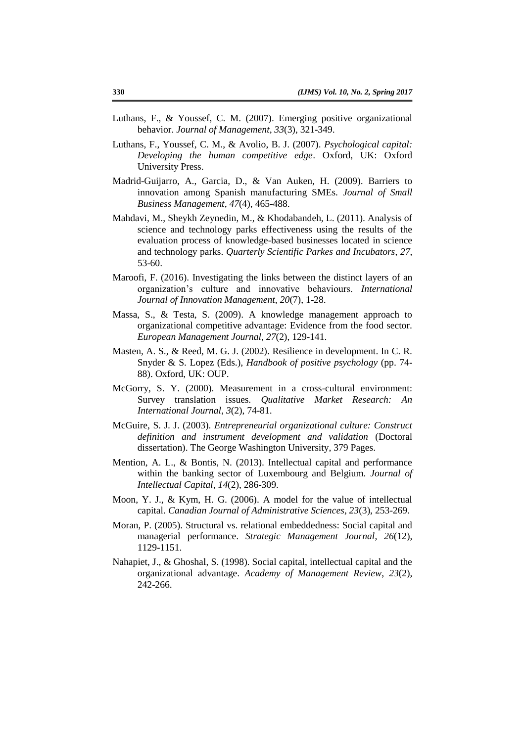Luthans, F., & Youssef, C. M. (2007). Emerging positive organizational behavior. *Journal of Management*, *33*(3), 321-349.

Luthans, F., Youssef, C. M., & Avolio, B. J. (2007). *Psychological capital: Developing the human competitive edge*. Oxford, UK: Oxford University Press.

Madrid-Guijarro, A., Garcia, D., & Van Auken, H. (2009). Barriers to innovation among Spanish manufacturing SMEs. *Journal of Small Business Management*, *47*(4), 465-488.

Mahdavi, M., Sheykh Zeynedin, M., & Khodabandeh, L. (2011). Analysis of science and technology parks effectiveness using the results of the evaluation process of knowledge-based businesses located in science and technology parks. *Quarterly Scientific Parkes and Incubators*, *27*, 53-60.

Maroofi, F. (2016). Investigating the links between the distinct layers of an organization's culture and innovative behaviours. *International Journal of Innovation Management*, *20*(7), 1-28.

Massa, S., & Testa, S. (2009). A knowledge management approach to organizational competitive advantage: Evidence from the food sector. *European Management Journal*, *27*(2), 129-141.

Masten, A. S., & Reed, M. G. J. (2002). Resilience in development. In C. R. Snyder & S. Lopez (Eds.), *Handbook of positive psychology* (pp. 74-88). Oxford, UK: OUP.

McGorry, S. Y. (2000). Measurement in a cross-cultural environment: Survey translation issues. *Qualitative Market Research: An International Journal*, *3*(2), 74-81.

McGuire, S. J. J. (2003). *Entrepreneurial organizational culture: Construct definition and instrument development and validation* (Doctoral dissertation). The George Washington University, 379 Pages.

Mention, A. L., & Bontis, N. (2013). Intellectual capital and performance within the banking sector of Luxembourg and Belgium. *Journal of Intellectual Capital*, *14*(2), 286-309.

Moon, Y. J., & Kym, H. G. (2006). A model for the value of intellectual capital. *Canadian Journal of Administrative Sciences*, *23*(3), 253-269.

Moran, P. (2005). Structural vs. relational embeddedness: Social capital and managerial performance. *Strategic Management Journal*, *26*(12), 1129-1151.

Nahapiet, J., & Ghoshal, S. (1998). Social capital, intellectual capital and the organizational advantage. *Academy of Management Review*, *23*(2), 242-266.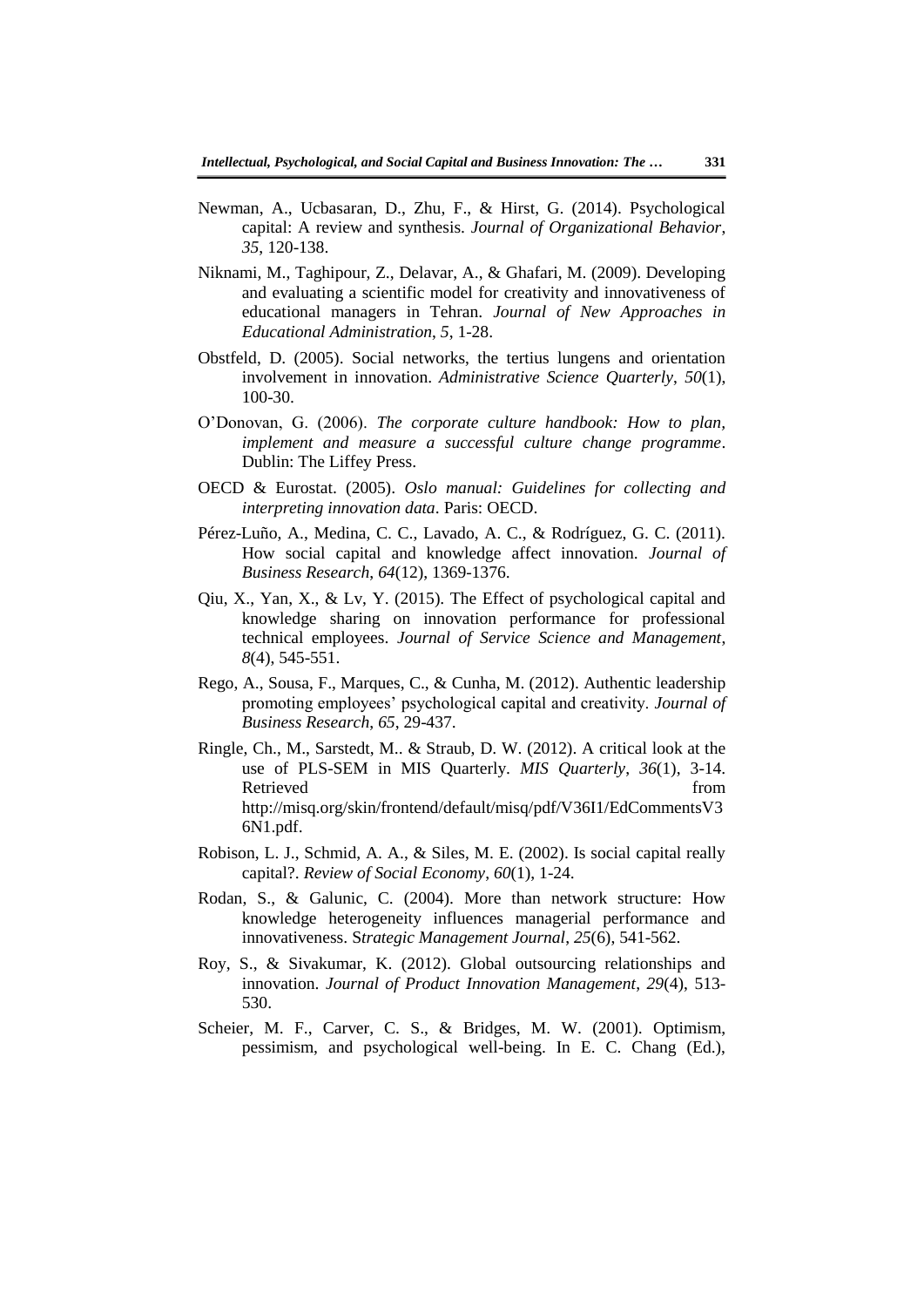Newman, A., Ucbasaran, D., Zhu, F., & Hirst, G. (2014). Psychological capital: A review and synthesis. *Journal of Organizational Behavior*, *35*, 120-138.

Niknami, M., Taghipour, Z., Delavar, A., & Ghafari, M. (2009). Developing and evaluating a scientific model for creativity and innovativeness of educational managers in Tehran. *Journal of New Approaches in Educational Administration*, *5*, 1-28.

Obstfeld, D. (2005). Social networks, the tertius lungens and orientation involvement in innovation. *Administrative Science Quarterly*, *50*(1), 100-30.

O'Donovan, G. (2006). *The corporate culture handbook: How to plan, implement and measure a successful culture change programme*. Dublin: The Liffey Press.

OECD & Eurostat. (2005). *Oslo manual: Guidelines for collecting and interpreting innovation data*. Paris: OECD.

Pérez-Luño, A., Medina, C. C., Lavado, A. C., & Rodríguez, G. C. (2011). How social capital and knowledge affect innovation. *Journal of Business Research*, *64*(12), 1369-1376.

Qiu, X., Yan, X., & Lv, Y. (2015). The Effect of psychological capital and knowledge sharing on innovation performance for professional technical employees. *Journal of Service Science and Management*, *8*(4), 545-551.

Rego, A., Sousa, F., Marques, C., & Cunha, M. (2012). Authentic leadership promoting employees' psychological capital and creativity. *Journal of Business Research*, *65*, 29-437.

Ringle, Ch., M., Sarstedt, M.. & Straub, D. W. (2012). A critical look at the use of PLS-SEM in MIS Quarterly. *MIS Quarterly*, *36*(1), 3-14. Retrieved from http://misq.org/skin/frontend/default/misq/pdf/V36I1/EdCommentsV36N1.pdf.

Robison, L. J., Schmid, A. A., & Siles, M. E. (2002). Is social capital really capital?. *Review of Social Economy*, *60*(1), 1-24.

Rodan, S., & Galunic, C. (2004). More than network structure: How knowledge heterogeneity influences managerial performance and innovativeness. S*trategic Management Journal*, *25*(6), 541-562.

Roy, S., & Sivakumar, K. (2012). Global outsourcing relationships and innovation. *Journal of Product Innovation Management*, *29*(4), 513-530.

Scheier, M. F., Carver, C. S., & Bridges, M. W. (2001). Optimism, pessimism, and psychological well-being. In E. C. Chang (Ed.),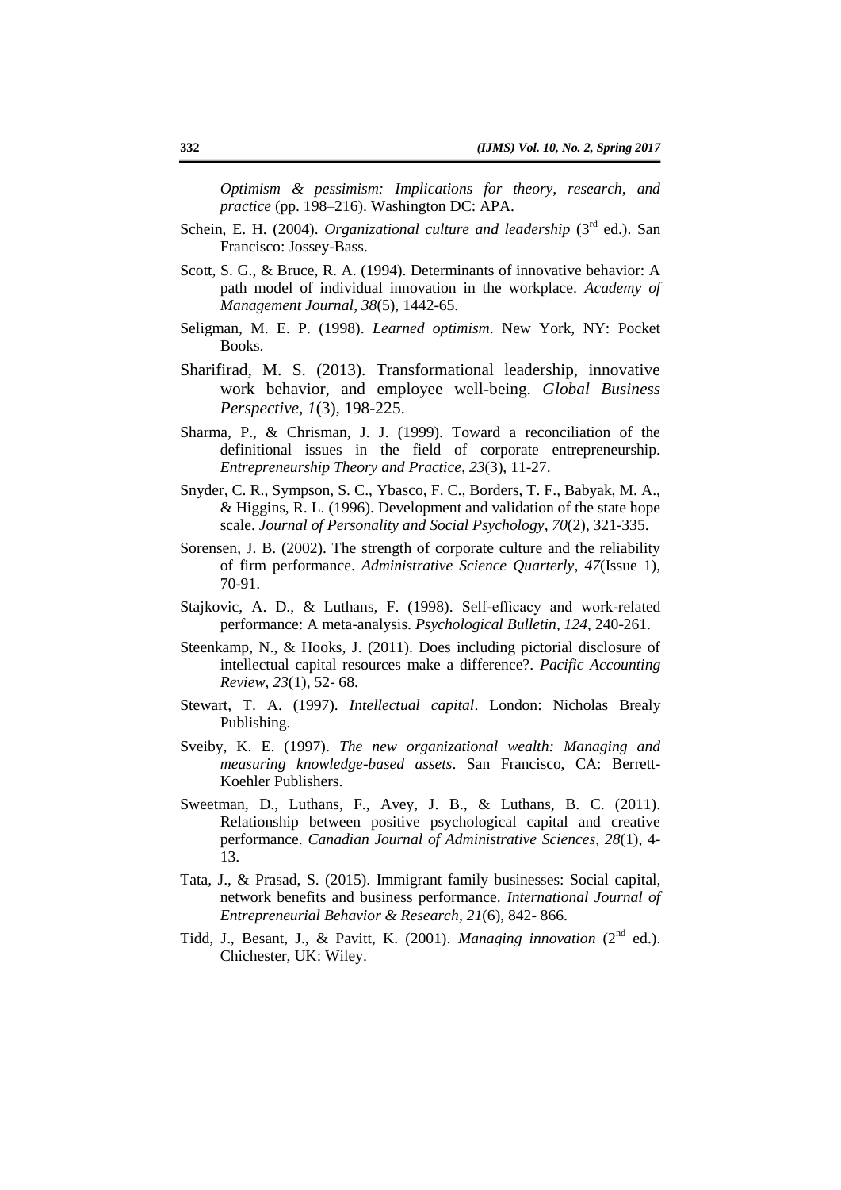*Optimism & pessimism: Implications for theory, research, and practice* (pp. 198–216). Washington DC: APA.

Schein, E. H. (2004). *Organizational culture and leadership* (3rd ed.). San Francisco: Jossey-Bass.

Scott, S. G., & Bruce, R. A. (1994). Determinants of innovative behavior: A path model of individual innovation in the workplace. *Academy of Management Journal*, *38*(5), 1442-65.

Seligman, M. E. P. (1998). *Learned optimism*. New York, NY: Pocket Books.

Sharifirad, M. S. (2013). Transformational leadership, innovative work behavior, and employee well-being. *Global Business Perspective*, *1*(3), 198-225.

Sharma, P., & Chrisman, J. J. (1999). Toward a reconciliation of the definitional issues in the field of corporate entrepreneurship. *Entrepreneurship Theory and Practice*, *23*(3), 11-27.

Snyder, C. R., Sympson, S. C., Ybasco, F. C., Borders, T. F., Babyak, M. A., & Higgins, R. L. (1996). Development and validation of the state hope scale. *Journal of Personality and Social Psychology*, *70*(2), 321-335.

Sorensen, J. B. (2002). The strength of corporate culture and the reliability of firm performance. *Administrative Science Quarterly*, *47*(Issue 1), 70-91.

Stajkovic, A. D., & Luthans, F. (1998). Self-efficacy and work-related performance: A meta-analysis. *Psychological Bulletin*, *124*, 240-261.

Steenkamp, N., & Hooks, J. (2011). Does including pictorial disclosure of intellectual capital resources make a difference?. *Pacific Accounting Review*, *23*(1), 52- 68.

Stewart, T. A. (1997). *Intellectual capital*. London: Nicholas Brealy Publishing.

Sveiby, K. E. (1997). *The new organizational wealth: Managing and measuring knowledge-based assets*. San Francisco, CA: Berrett-Koehler Publishers.

Sweetman, D., Luthans, F., Avey, J. B., & Luthans, B. C. (2011). Relationship between positive psychological capital and creative performance. *Canadian Journal of Administrative Sciences*, *28*(1), 4-13.

Tata, J., & Prasad, S. (2015). Immigrant family businesses: Social capital, network benefits and business performance. *International Journal of Entrepreneurial Behavior & Research*, *21*(6), 842- 866.

Tidd, J., Besant, J., & Pavitt, K. (2001). *Managing innovation* (2nd ed.). Chichester, UK: Wiley.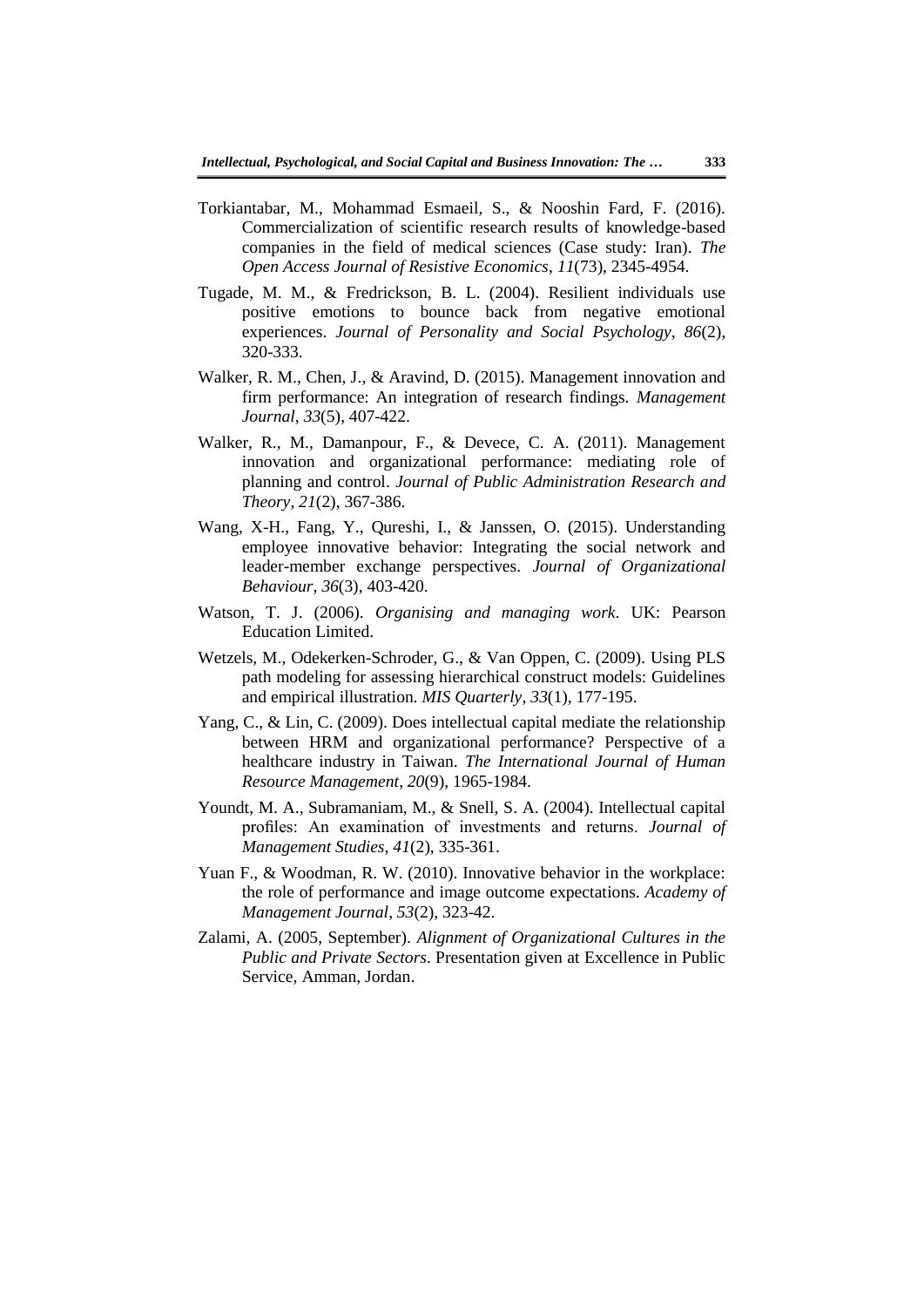Torkiantabar, M., Mohammad Esmaeil, S., & Nooshin Fard, F. (2016). Commercialization of scientific research results of knowledge-based companies in the field of medical sciences (Case study: Iran). *The Open Access Journal of Resistive Economics*, *11*(73), 2345-4954.

Tugade, M. M., & Fredrickson, B. L. (2004). Resilient individuals use positive emotions to bounce back from negative emotional experiences. *Journal of Personality and Social Psychology*, *86*(2), 320-333.

Walker, R. M., Chen, J., & Aravind, D. (2015). Management innovation and firm performance: An integration of research findings. *Management Journal*, *33*(5), 407-422.

Walker, R., M., Damanpour, F., & Devece, C. A. (2011). Management innovation and organizational performance: mediating role of planning and control. *Journal of Public Administration Research and Theory*, *21*(2), 367-386.

Wang, X-H., Fang, Y., Qureshi, I., & Janssen, O. (2015). Understanding employee innovative behavior: Integrating the social network and leader-member exchange perspectives. *Journal of Organizational Behaviour*, *36*(3), 403-420.

Watson, T. J. (2006). *Organising and managing work*. UK: Pearson Education Limited.

Wetzels, M., Odekerken-Schroder, G., & Van Oppen, C. (2009). Using PLS path modeling for assessing hierarchical construct models: Guidelines and empirical illustration. *MIS Quarterly*, *33*(1), 177-195.

Yang, C., & Lin, C. (2009). Does intellectual capital mediate the relationship between HRM and organizational performance? Perspective of a healthcare industry in Taiwan. *The International Journal of Human Resource Management*, *20*(9), 1965-1984.

Youndt, M. A., Subramaniam, M., & Snell, S. A. (2004). Intellectual capital profiles: An examination of investments and returns. *Journal of Management Studies*, *41*(2), 335-361.

Yuan F., & Woodman, R. W. (2010). Innovative behavior in the workplace: the role of performance and image outcome expectations. *Academy of Management Journal*, *53*(2), 323-42.

Zalami, A. (2005, September). *Alignment of Organizational Cultures in the Public and Private Sectors*. Presentation given at Excellence in Public Service, Amman, Jordan.